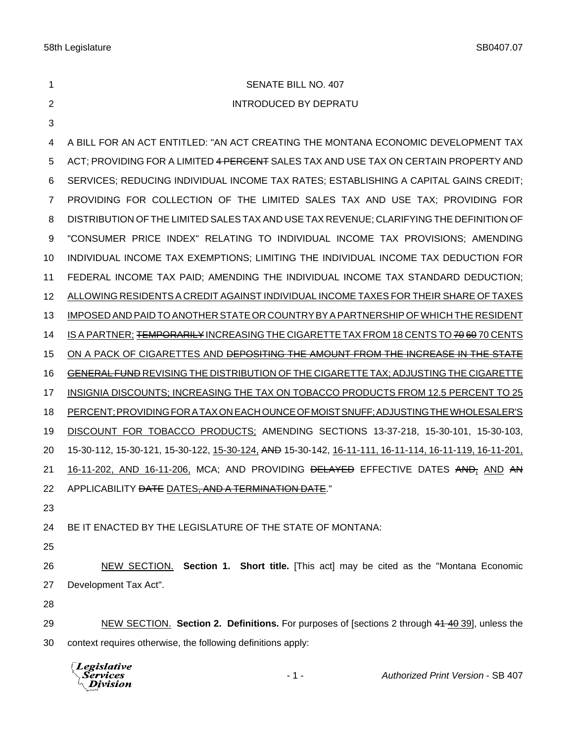SENATE BILL NO. 407

INTRODUCED BY DEPRATU

A BILL FOR AN ACT ENTITLED: "AN ACT CREATING THE MONTANA ECONOMIC DEVELOPMENT TAX ACT; PROVIDING FOR A LIMITED ~~4 PERCENT~~ SALES TAX AND USE TAX ON CERTAIN PROPERTY AND SERVICES; REDUCING INDIVIDUAL INCOME TAX RATES; ESTABLISHING A CAPITAL GAINS CREDIT; PROVIDING FOR COLLECTION OF THE LIMITED SALES TAX AND USE TAX; PROVIDING FOR DISTRIBUTION OF THE LIMITED SALES TAX AND USE TAX REVENUE; CLARIFYING THE DEFINITION OF "CONSUMER PRICE INDEX" RELATING TO INDIVIDUAL INCOME TAX PROVISIONS; AMENDING INDIVIDUAL INCOME TAX EXEMPTIONS; LIMITING THE INDIVIDUAL INCOME TAX DEDUCTION FOR FEDERAL INCOME TAX PAID; AMENDING THE INDIVIDUAL INCOME TAX STANDARD DEDUCTION; ALLOWING RESIDENTS A CREDIT AGAINST INDIVIDUAL INCOME TAXES FOR THEIR SHARE OF TAXES IMPOSED AND PAID TO ANOTHER STATE OR COUNTRY BY A PARTNERSHIP OF WHICH THE RESIDENT IS A PARTNER; ~~TEMPORARILY~~ INCREASING THE CIGARETTE TAX FROM 18 CENTS TO ~~70~~ ~~60~~ 70 CENTS ON A PACK OF CIGARETTES AND ~~DEPOSITING THE AMOUNT FROM THE INCREASE IN THE STATE GENERAL FUND~~ REVISING THE DISTRIBUTION OF THE CIGARETTE TAX; ADJUSTING THE CIGARETTE INSIGNIA DISCOUNTS; INCREASING THE TAX ON TOBACCO PRODUCTS FROM 12.5 PERCENT TO 25 PERCENT; PROVIDING FOR A TAX ON EACH OUNCE OF MOIST SNUFF; ADJUSTING THE WHOLESALER'S DISCOUNT FOR TOBACCO PRODUCTS; AMENDING SECTIONS 13-37-218, 15-30-101, 15-30-103, 15-30-112, 15-30-121, 15-30-122, 15-30-124, ~~AND~~ 15-30-142, 16-11-111, 16-11-114, 16-11-119, 16-11-201, 16-11-202, AND 16-11-206, MCA; AND PROVIDING ~~DELAYED~~ EFFECTIVE DATES ~~AND~~, AND ~~AN~~ APPLICABILITY ~~DATE~~ DATES~~, AND A TERMINATION DATE~~."

BE IT ENACTED BY THE LEGISLATURE OF THE STATE OF MONTANA:

NEW SECTION. **Section 1. Short title.** [This act] may be cited as the "Montana Economic Development Tax Act".

NEW SECTION. **Section 2. Definitions.** For purposes of [sections 2 through ~~41~~ ~~40~~ 39], unless the context requires otherwise, the following definitions apply: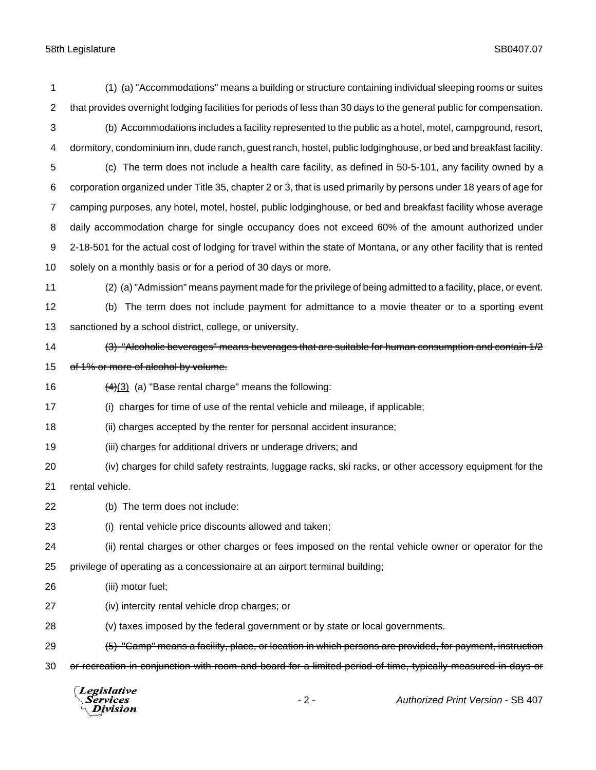(1) (a) "Accommodations" means a building or structure containing individual sleeping rooms or suites that provides overnight lodging facilities for periods of less than 30 days to the general public for compensation.

(b) Accommodations includes a facility represented to the public as a hotel, motel, campground, resort, dormitory, condominium inn, dude ranch, guest ranch, hostel, public lodginghouse, or bed and breakfast facility.

(c) The term does not include a health care facility, as defined in 50-5-101, any facility owned by a corporation organized under Title 35, chapter 2 or 3, that is used primarily by persons under 18 years of age for camping purposes, any hotel, motel, hostel, public lodginghouse, or bed and breakfast facility whose average daily accommodation charge for single occupancy does not exceed 60% of the amount authorized under 2-18-501 for the actual cost of lodging for travel within the state of Montana, or any other facility that is rented solely on a monthly basis or for a period of 30 days or more.

(2) (a) "Admission" means payment made for the privilege of being admitted to a facility, place, or event.

(b) The term does not include payment for admittance to a movie theater or to a sporting event sanctioned by a school district, college, or university.

~~(3) "Alcoholic beverages" means beverages that are suitable for human consumption and contain 1/2 of 1% or more of alcohol by volume.~~

~~(4)~~(3) (a) "Base rental charge" means the following:

(i) charges for time of use of the rental vehicle and mileage, if applicable;

(ii) charges accepted by the renter for personal accident insurance;

(iii) charges for additional drivers or underage drivers; and

(iv) charges for child safety restraints, luggage racks, ski racks, or other accessory equipment for the rental vehicle.

(b) The term does not include:

(i) rental vehicle price discounts allowed and taken;

(ii) rental charges or other charges or fees imposed on the rental vehicle owner or operator for the privilege of operating as a concessionaire at an airport terminal building;

(iii) motor fuel;

(iv) intercity rental vehicle drop charges; or

(v) taxes imposed by the federal government or by state or local governments.

~~(5) "Camp" means a facility, place, or location in which persons are provided, for payment, instruction or recreation in conjunction with room and board for a limited period of time, typically measured in days or~~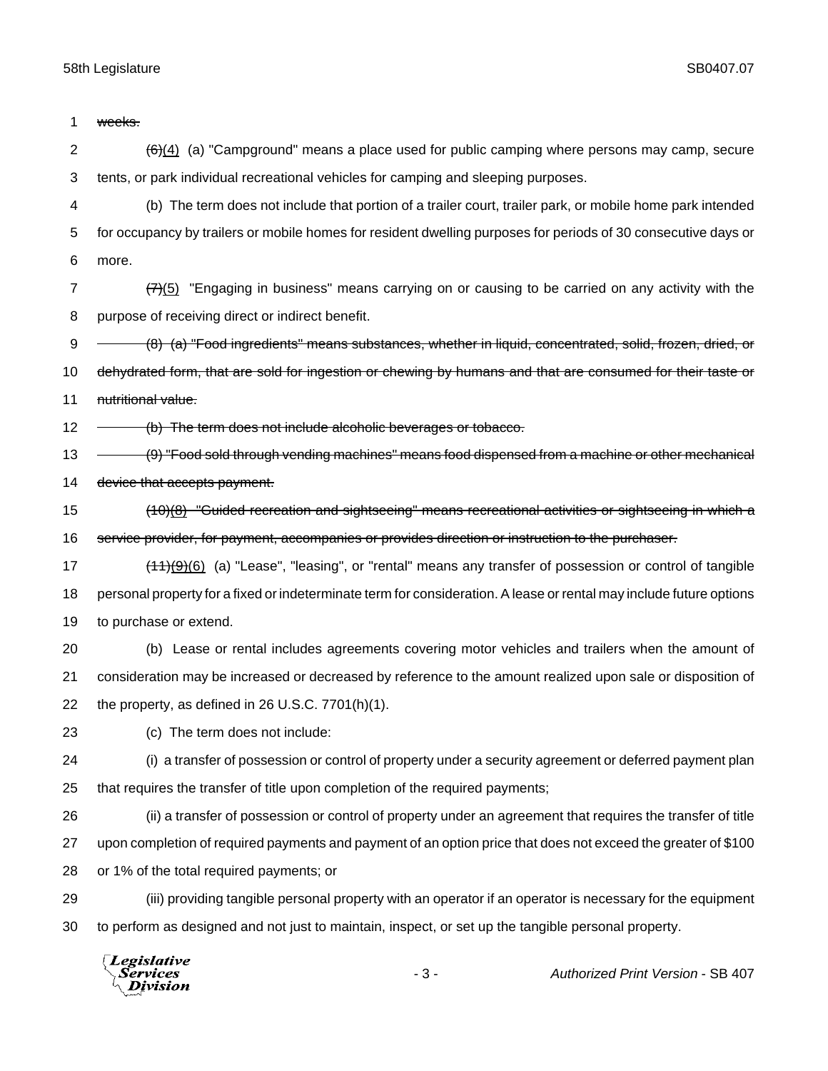~~weeks.~~

~~(6)~~(4) (a) "Campground" means a place used for public camping where persons may camp, secure tents, or park individual recreational vehicles for camping and sleeping purposes.

(b) The term does not include that portion of a trailer court, trailer park, or mobile home park intended for occupancy by trailers or mobile homes for resident dwelling purposes for periods of 30 consecutive days or more.

~~(7)~~(5) "Engaging in business" means carrying on or causing to be carried on any activity with the purpose of receiving direct or indirect benefit.

~~(8) (a) "Food ingredients" means substances, whether in liquid, concentrated, solid, frozen, dried, or dehydrated form, that are sold for ingestion or chewing by humans and that are consumed for their taste or nutritional value.~~

~~(b) The term does not include alcoholic beverages or tobacco.~~

~~(9) "Food sold through vending machines" means food dispensed from a machine or other mechanical device that accepts payment.~~

~~(10)(8) "Guided recreation and sightseeing" means recreational activities or sightseeing in which a service provider, for payment, accompanies or provides direction or instruction to the purchaser.~~

~~(11)(9)~~(6) (a) "Lease", "leasing", or "rental" means any transfer of possession or control of tangible personal property for a fixed or indeterminate term for consideration. A lease or rental may include future options to purchase or extend.

(b) Lease or rental includes agreements covering motor vehicles and trailers when the amount of consideration may be increased or decreased by reference to the amount realized upon sale or disposition of the property, as defined in 26 U.S.C. 7701(h)(1).

(c) The term does not include:

(i) a transfer of possession or control of property under a security agreement or deferred payment plan that requires the transfer of title upon completion of the required payments;

(ii) a transfer of possession or control of property under an agreement that requires the transfer of title upon completion of required payments and payment of an option price that does not exceed the greater of $100 or 1% of the total required payments; or

(iii) providing tangible personal property with an operator if an operator is necessary for the equipment to perform as designed and not just to maintain, inspect, or set up the tangible personal property.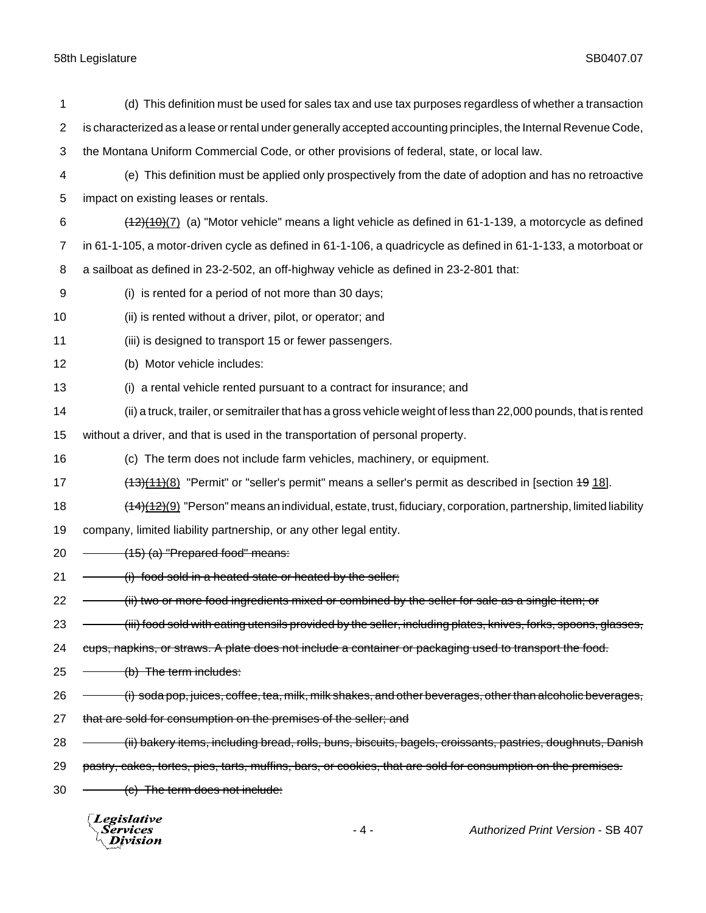(d) This definition must be used for sales tax and use tax purposes regardless of whether a transaction is characterized as a lease or rental under generally accepted accounting principles, the Internal Revenue Code, the Montana Uniform Commercial Code, or other provisions of federal, state, or local law.

(e) This definition must be applied only prospectively from the date of adoption and has no retroactive impact on existing leases or rentals.

~~(12)~~~~(10)~~(7) (a) "Motor vehicle" means a light vehicle as defined in 61-1-139, a motorcycle as defined in 61-1-105, a motor-driven cycle as defined in 61-1-106, a quadricycle as defined in 61-1-133, a motorboat or a sailboat as defined in 23-2-502, an off-highway vehicle as defined in 23-2-801 that:

(i) is rented for a period of not more than 30 days;

(ii) is rented without a driver, pilot, or operator; and

(iii) is designed to transport 15 or fewer passengers.

(b) Motor vehicle includes:

(i) a rental vehicle rented pursuant to a contract for insurance; and

(ii) a truck, trailer, or semitrailer that has a gross vehicle weight of less than 22,000 pounds, that is rented without a driver, and that is used in the transportation of personal property.

(c) The term does not include farm vehicles, machinery, or equipment.

~~(13)~~~~(11)~~(8) "Permit" or "seller's permit" means a seller's permit as described in [section ~~19~~ 18].

~~(14)~~~~(12)~~(9) "Person" means an individual, estate, trust, fiduciary, corporation, partnership, limited liability company, limited liability partnership, or any other legal entity.

~~(15) (a) "Prepared food" means:~~

~~(i) food sold in a heated state or heated by the seller;~~

~~(ii) two or more food ingredients mixed or combined by the seller for sale as a single item; or~~

~~(iii) food sold with eating utensils provided by the seller, including plates, knives, forks, spoons, glasses, cups, napkins, or straws. A plate does not include a container or packaging used to transport the food.~~

~~(b) The term includes:~~

~~(i) soda pop, juices, coffee, tea, milk, milk shakes, and other beverages, other than alcoholic beverages, that are sold for consumption on the premises of the seller; and~~

~~(ii) bakery items, including bread, rolls, buns, biscuits, bagels, croissants, pastries, doughnuts, Danish pastry, cakes, tortes, pies, tarts, muffins, bars, or cookies, that are sold for consumption on the premises.~~

~~(c) The term does not include:~~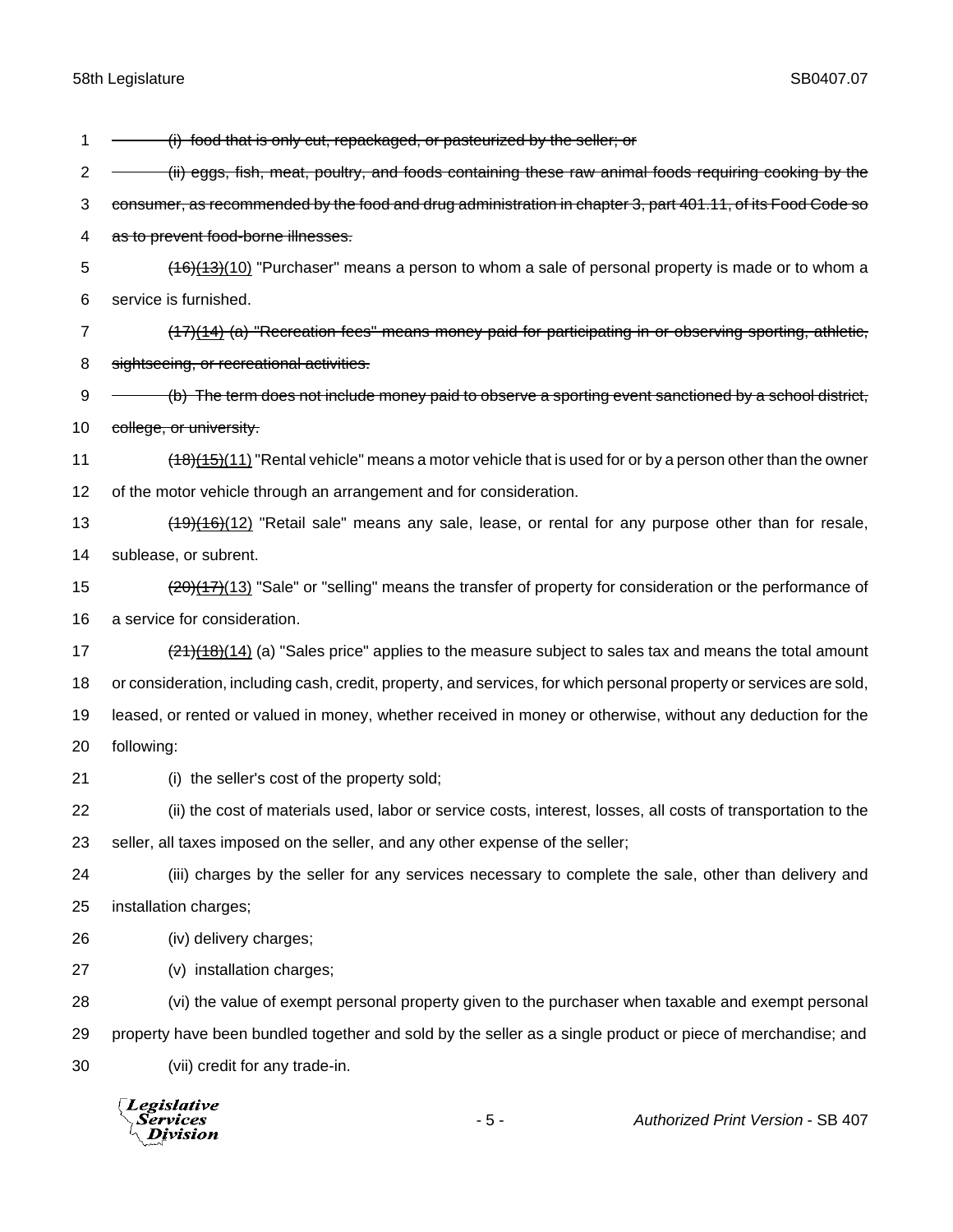~~(i) food that is only cut, repackaged, or pasteurized by the seller; or~~

~~(ii) eggs, fish, meat, poultry, and foods containing these raw animal foods requiring cooking by the consumer, as recommended by the food and drug administration in chapter 3, part 401.11, of its Food Code so as to prevent food-borne illnesses.~~

~~(16)~~~~(13)~~<u>(10)</u> "Purchaser" means a person to whom a sale of personal property is made or to whom a service is furnished.

~~(17)~~~~(14)~~ ~~(a) "Recreation fees" means money paid for participating in or observing sporting, athletic, sightseeing, or recreational activities.~~

~~(b) The term does not include money paid to observe a sporting event sanctioned by a school district, college, or university.~~

~~(18)~~~~(15)~~<u>(11)</u> "Rental vehicle" means a motor vehicle that is used for or by a person other than the owner of the motor vehicle through an arrangement and for consideration.

~~(19)~~~~(16)~~<u>(12)</u> "Retail sale" means any sale, lease, or rental for any purpose other than for resale, sublease, or subrent.

~~(20)~~~~(17)~~<u>(13)</u> "Sale" or "selling" means the transfer of property for consideration or the performance of a service for consideration.

~~(21)~~~~(18)~~<u>(14)</u> (a) "Sales price" applies to the measure subject to sales tax and means the total amount or consideration, including cash, credit, property, and services, for which personal property or services are sold, leased, or rented or valued in money, whether received in money or otherwise, without any deduction for the following:

(i) the seller's cost of the property sold;

(ii) the cost of materials used, labor or service costs, interest, losses, all costs of transportation to the seller, all taxes imposed on the seller, and any other expense of the seller;

(iii) charges by the seller for any services necessary to complete the sale, other than delivery and installation charges;

(iv) delivery charges;

(v) installation charges;

(vi) the value of exempt personal property given to the purchaser when taxable and exempt personal property have been bundled together and sold by the seller as a single product or piece of merchandise; and

(vii) credit for any trade-in.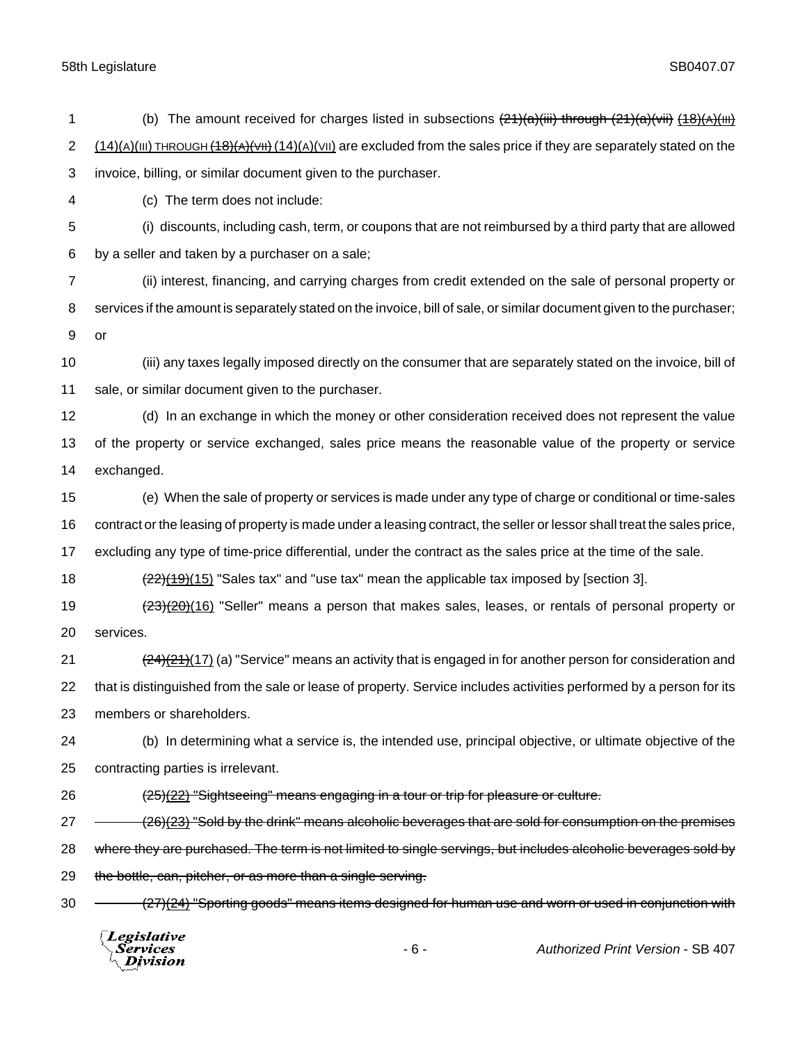(b) The amount received for charges listed in subsections ~~(21)(a)(iii) through (21)(a)(vii)~~ ~~(18)(A)(III)~~ (14)(A)(III) THROUGH ~~(18)(A)(VII)~~ (14)(A)(VII) are excluded from the sales price if they are separately stated on the invoice, billing, or similar document given to the purchaser.

(c) The term does not include:

(i) discounts, including cash, term, or coupons that are not reimbursed by a third party that are allowed by a seller and taken by a purchaser on a sale;

(ii) interest, financing, and carrying charges from credit extended on the sale of personal property or services if the amount is separately stated on the invoice, bill of sale, or similar document given to the purchaser; or

(iii) any taxes legally imposed directly on the consumer that are separately stated on the invoice, bill of sale, or similar document given to the purchaser.

(d) In an exchange in which the money or other consideration received does not represent the value of the property or service exchanged, sales price means the reasonable value of the property or service exchanged.

(e) When the sale of property or services is made under any type of charge or conditional or time-sales contract or the leasing of property is made under a leasing contract, the seller or lessor shall treat the sales price, excluding any type of time-price differential, under the contract as the sales price at the time of the sale.

~~(22)~~~~(19)~~(15) "Sales tax" and "use tax" mean the applicable tax imposed by [section 3].

~~(23)~~~~(20)~~(16) "Seller" means a person that makes sales, leases, or rentals of personal property or services.

~~(24)~~~~(21)~~(17) (a) "Service" means an activity that is engaged in for another person for consideration and that is distinguished from the sale or lease of property. Service includes activities performed by a person for its members or shareholders.

(b) In determining what a service is, the intended use, principal objective, or ultimate objective of the contracting parties is irrelevant.

~~(25)(22) "Sightseeing" means engaging in a tour or trip for pleasure or culture.~~

~~(26)(23) "Sold by the drink" means alcoholic beverages that are sold for consumption on the premises where they are purchased. The term is not limited to single servings, but includes alcoholic beverages sold by the bottle, can, pitcher, or as more than a single serving.~~

~~(27)(24) "Sporting goods" means items designed for human use and worn or used in conjunction with~~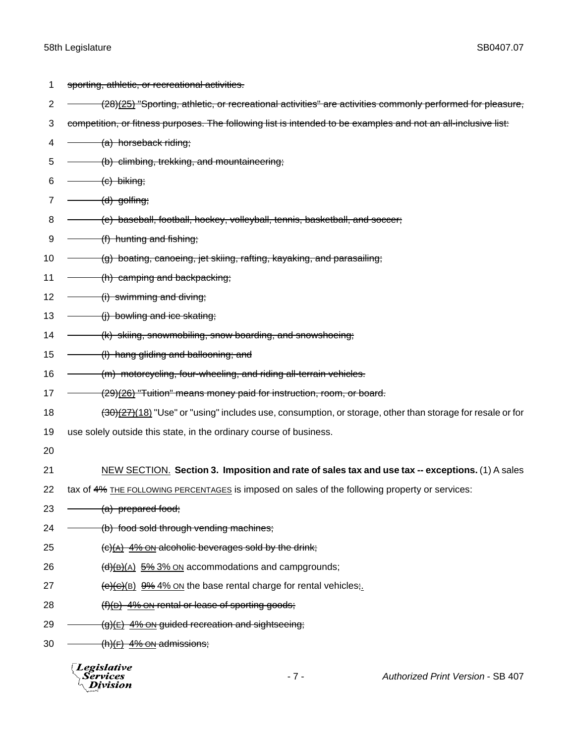~~sporting, athletic, or recreational activities.~~

~~(28)~~~~(25)~~ ~~"Sporting, athletic, or recreational activities" are activities commonly performed for pleasure, competition, or fitness purposes. The following list is intended to be examples and not an all-inclusive list:~~

~~(a) horseback riding;~~

~~(b) climbing, trekking, and mountaineering;~~

~~(c) biking;~~

~~(d) golfing;~~

~~(e) baseball, football, hockey, volleyball, tennis, basketball, and soccer;~~

~~(f) hunting and fishing;~~

~~(g) boating, canoeing, jet skiing, rafting, kayaking, and parasailing;~~

~~(h) camping and backpacking;~~

~~(i) swimming and diving;~~

~~(j) bowling and ice skating;~~

~~(k) skiing, snowmobiling, snow boarding, and snowshoeing;~~

~~(l) hang gliding and ballooning; and~~

~~(m) motorcycling, four-wheeling, and riding all-terrain vehicles.~~

~~(29)~~~~(26)~~ ~~"Tuition" means money paid for instruction, room, or board.~~

~~(30)~~~~(27)~~(18) "Use" or "using" includes use, consumption, or storage, other than storage for resale or for use solely outside this state, in the ordinary course of business.

NEW SECTION. **Section 3. Imposition and rate of sales tax and use tax -- exceptions.** (1) A sales tax of ~~4%~~ THE FOLLOWING PERCENTAGES is imposed on sales of the following property or services:

~~(a) prepared food;~~

~~(b) food sold through vending machines;~~

~~(c)~~~~(A)~~ ~~4% ON~~ ~~alcoholic beverages sold by the drink;~~

~~(d)~~~~(B)~~(A) ~~5%~~ 3% ON accommodations and campgrounds;

~~(e)~~~~(C)~~(B) ~~9%~~ 4% ON the base rental charge for rental vehicles~~;~~.

~~(f)~~~~(D)~~ ~~4% ON~~ ~~rental or lease of sporting goods;~~

~~(g)~~~~(E)~~ ~~4% ON~~ ~~guided recreation and sightseeing;~~

~~(h)~~~~(F)~~ ~~4% ON~~ ~~admissions;~~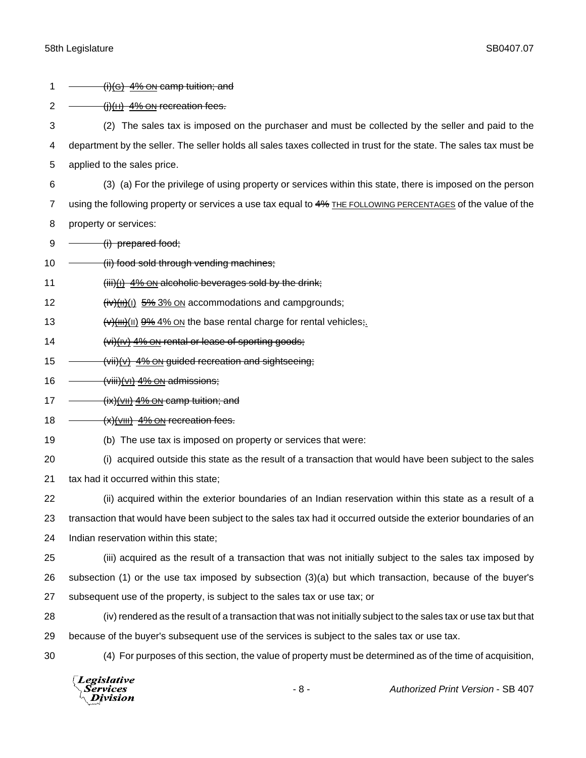(i)(G) 4% ON camp tuition; and

(j)(H) 4% ON recreation fees.

(2) The sales tax is imposed on the purchaser and must be collected by the seller and paid to the department by the seller. The seller holds all sales taxes collected in trust for the state. The sales tax must be applied to the sales price.

(3) (a) For the privilege of using property or services within this state, there is imposed on the person using the following property or services a use tax equal to 4% THE FOLLOWING PERCENTAGES of the value of the property or services:

(i) prepared food;

(ii) food sold through vending machines;

(iii)(I) 4% ON alcoholic beverages sold by the drink;

(iv)(II)(I) 5% 3% ON accommodations and campgrounds;

(v)(III)(II) 9% 4% ON the base rental charge for rental vehicles;.

(vi)(IV) 4% ON rental or lease of sporting goods;

(vii)(V) 4% ON guided recreation and sightseeing;

(viii)(VI) 4% ON admissions;

(ix)(VII) 4% ON camp tuition; and

(x)(VIII) 4% ON recreation fees.

(b) The use tax is imposed on property or services that were:

(i) acquired outside this state as the result of a transaction that would have been subject to the sales tax had it occurred within this state;

(ii) acquired within the exterior boundaries of an Indian reservation within this state as a result of a transaction that would have been subject to the sales tax had it occurred outside the exterior boundaries of an Indian reservation within this state;

(iii) acquired as the result of a transaction that was not initially subject to the sales tax imposed by subsection (1) or the use tax imposed by subsection (3)(a) but which transaction, because of the buyer's subsequent use of the property, is subject to the sales tax or use tax; or

(iv) rendered as the result of a transaction that was not initially subject to the sales tax or use tax but that because of the buyer's subsequent use of the services is subject to the sales tax or use tax.

(4) For purposes of this section, the value of property must be determined as of the time of acquisition,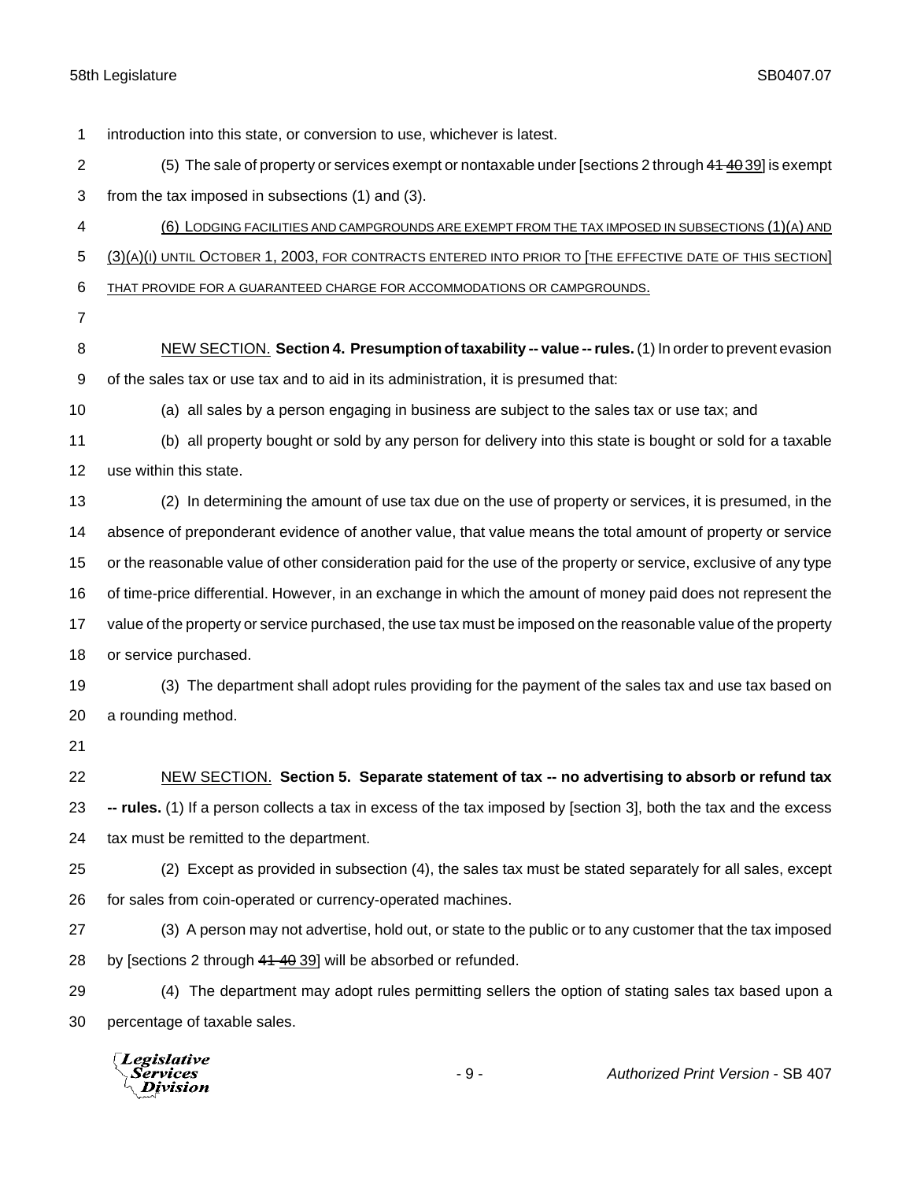introduction into this state, or conversion to use, whichever is latest.

(5) The sale of property or services exempt or nontaxable under [sections 2 through ~~41~~ ~~40~~ 39] is exempt from the tax imposed in subsections (1) and (3).

(6) LODGING FACILITIES AND CAMPGROUNDS ARE EXEMPT FROM THE TAX IMPOSED IN SUBSECTIONS (1)(A) AND (3)(A)(I) UNTIL OCTOBER 1, 2003, FOR CONTRACTS ENTERED INTO PRIOR TO [THE EFFECTIVE DATE OF THIS SECTION] THAT PROVIDE FOR A GUARANTEED CHARGE FOR ACCOMMODATIONS OR CAMPGROUNDS.

NEW SECTION. **Section 4. Presumption of taxability -- value -- rules.** (1) In order to prevent evasion of the sales tax or use tax and to aid in its administration, it is presumed that:

(a) all sales by a person engaging in business are subject to the sales tax or use tax; and

(b) all property bought or sold by any person for delivery into this state is bought or sold for a taxable use within this state.

(2) In determining the amount of use tax due on the use of property or services, it is presumed, in the absence of preponderant evidence of another value, that value means the total amount of property or service or the reasonable value of other consideration paid for the use of the property or service, exclusive of any type of time-price differential. However, in an exchange in which the amount of money paid does not represent the value of the property or service purchased, the use tax must be imposed on the reasonable value of the property or service purchased.

(3) The department shall adopt rules providing for the payment of the sales tax and use tax based on a rounding method.

NEW SECTION. **Section 5. Separate statement of tax -- no advertising to absorb or refund tax -- rules.** (1) If a person collects a tax in excess of the tax imposed by [section 3], both the tax and the excess tax must be remitted to the department.

(2) Except as provided in subsection (4), the sales tax must be stated separately for all sales, except for sales from coin-operated or currency-operated machines.

(3) A person may not advertise, hold out, or state to the public or to any customer that the tax imposed by [sections 2 through ~~41~~ ~~40~~ 39] will be absorbed or refunded.

(4) The department may adopt rules permitting sellers the option of stating sales tax based upon a percentage of taxable sales.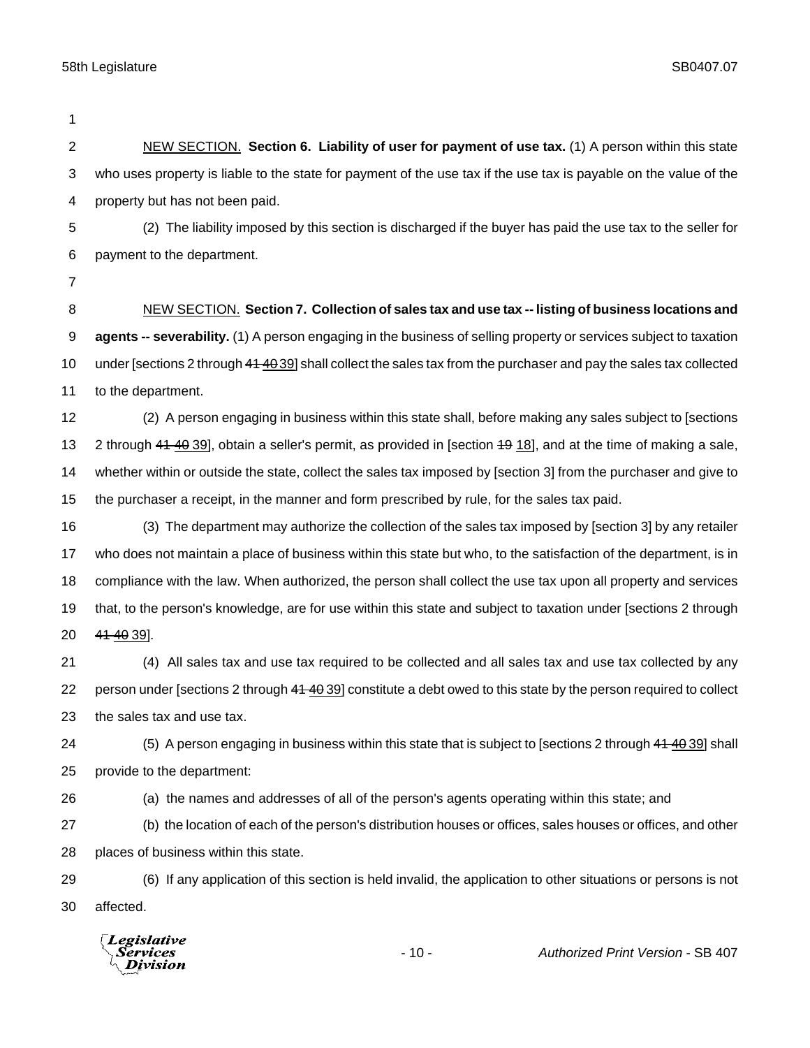NEW SECTION. **Section 6. Liability of user for payment of use tax.** (1) A person within this state who uses property is liable to the state for payment of the use tax if the use tax is payable on the value of the property but has not been paid.

(2) The liability imposed by this section is discharged if the buyer has paid the use tax to the seller for payment to the department.

NEW SECTION. **Section 7. Collection of sales tax and use tax -- listing of business locations and agents -- severability.** (1) A person engaging in the business of selling property or services subject to taxation under [sections 2 through ~~41~~ ~~40~~ 39] shall collect the sales tax from the purchaser and pay the sales tax collected to the department.

(2) A person engaging in business within this state shall, before making any sales subject to [sections 2 through ~~41~~ ~~40~~ 39], obtain a seller's permit, as provided in [section ~~19~~ 18], and at the time of making a sale, whether within or outside the state, collect the sales tax imposed by [section 3] from the purchaser and give to the purchaser a receipt, in the manner and form prescribed by rule, for the sales tax paid.

(3) The department may authorize the collection of the sales tax imposed by [section 3] by any retailer who does not maintain a place of business within this state but who, to the satisfaction of the department, is in compliance with the law. When authorized, the person shall collect the use tax upon all property and services that, to the person's knowledge, are for use within this state and subject to taxation under [sections 2 through ~~41~~ ~~40~~ 39].

(4) All sales tax and use tax required to be collected and all sales tax and use tax collected by any person under [sections 2 through ~~41~~ ~~40~~ 39] constitute a debt owed to this state by the person required to collect the sales tax and use tax.

(5) A person engaging in business within this state that is subject to [sections 2 through ~~41~~ ~~40~~ 39] shall provide to the department:

(a) the names and addresses of all of the person's agents operating within this state; and

(b) the location of each of the person's distribution houses or offices, sales houses or offices, and other places of business within this state.

(6) If any application of this section is held invalid, the application to other situations or persons is not affected.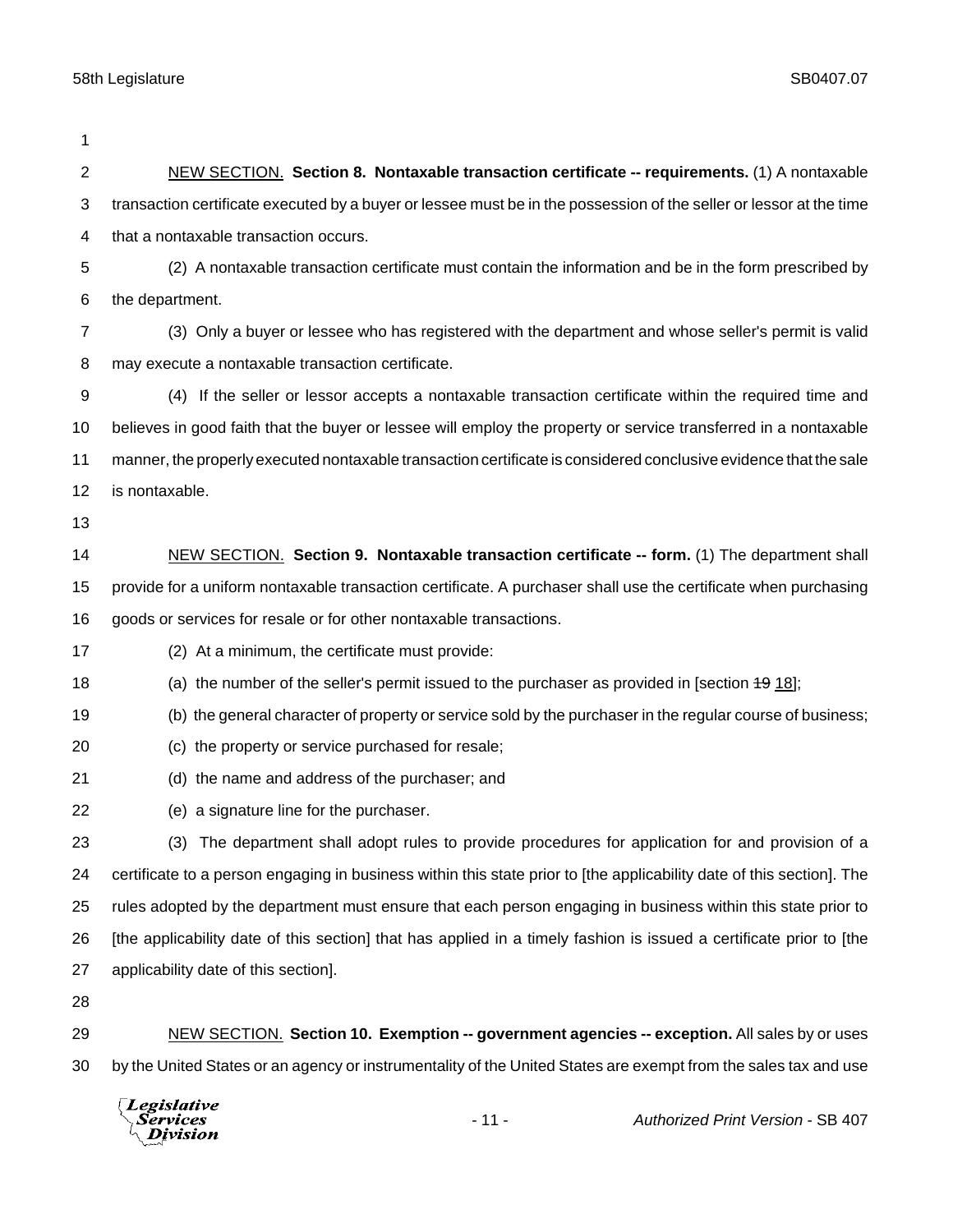NEW SECTION. **Section 8. Nontaxable transaction certificate -- requirements.** (1) A nontaxable transaction certificate executed by a buyer or lessee must be in the possession of the seller or lessor at the time that a nontaxable transaction occurs.

(2) A nontaxable transaction certificate must contain the information and be in the form prescribed by the department.

(3) Only a buyer or lessee who has registered with the department and whose seller's permit is valid may execute a nontaxable transaction certificate.

(4) If the seller or lessor accepts a nontaxable transaction certificate within the required time and believes in good faith that the buyer or lessee will employ the property or service transferred in a nontaxable manner, the properly executed nontaxable transaction certificate is considered conclusive evidence that the sale is nontaxable.

NEW SECTION. **Section 9. Nontaxable transaction certificate -- form.** (1) The department shall provide for a uniform nontaxable transaction certificate. A purchaser shall use the certificate when purchasing goods or services for resale or for other nontaxable transactions.

(2) At a minimum, the certificate must provide:

(a) the number of the seller's permit issued to the purchaser as provided in [section ~~19~~ 18];

(b) the general character of property or service sold by the purchaser in the regular course of business;

(c) the property or service purchased for resale;

(d) the name and address of the purchaser; and

(e) a signature line for the purchaser.

(3) The department shall adopt rules to provide procedures for application for and provision of a certificate to a person engaging in business within this state prior to [the applicability date of this section]. The rules adopted by the department must ensure that each person engaging in business within this state prior to [the applicability date of this section] that has applied in a timely fashion is issued a certificate prior to [the applicability date of this section].

NEW SECTION. **Section 10. Exemption -- government agencies -- exception.** All sales by or uses by the United States or an agency or instrumentality of the United States are exempt from the sales tax and use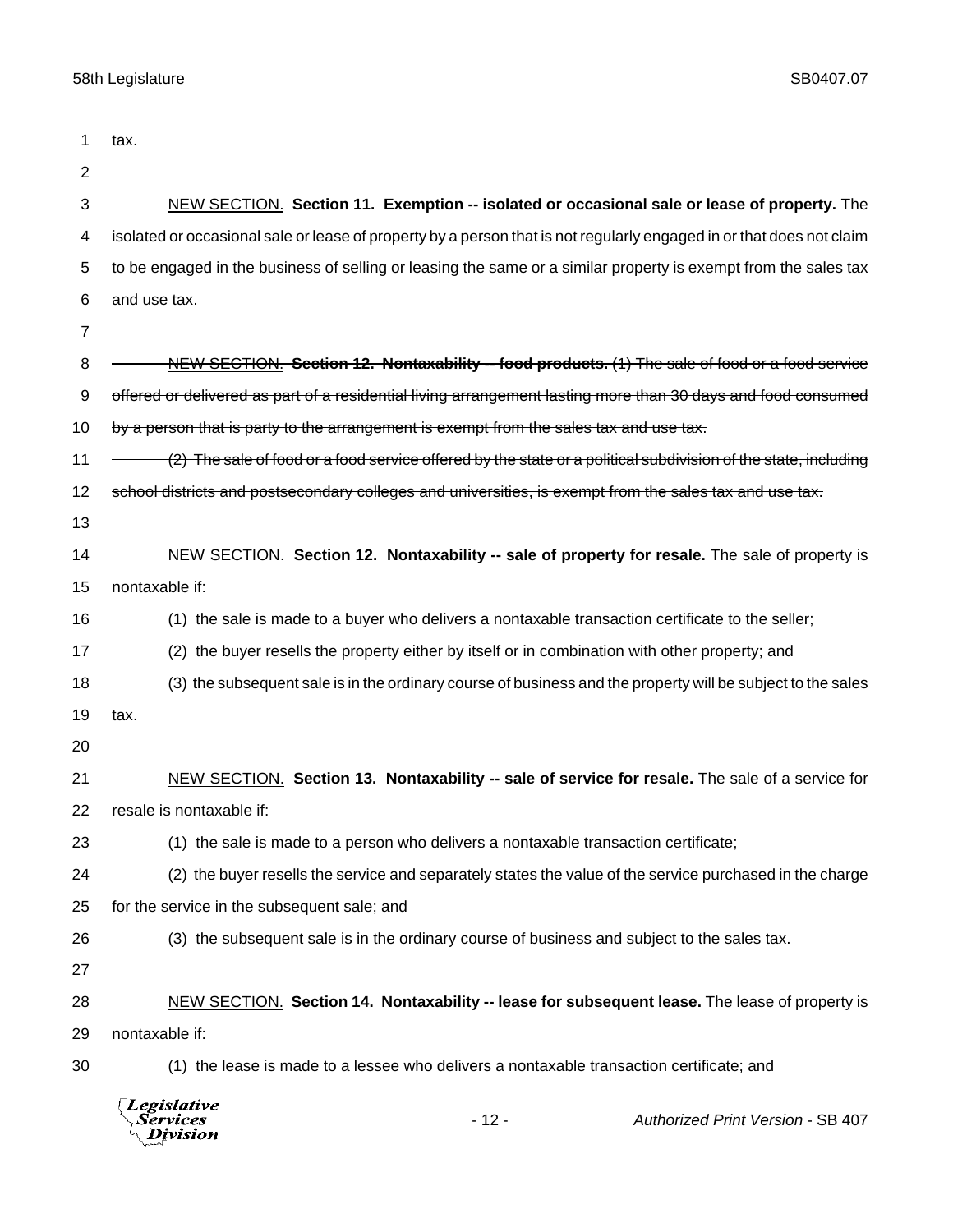tax.

NEW SECTION. **Section 11. Exemption -- isolated or occasional sale or lease of property.** The isolated or occasional sale or lease of property by a person that is not regularly engaged in or that does not claim to be engaged in the business of selling or leasing the same or a similar property is exempt from the sales tax and use tax.

~~NEW SECTION. **Section 12. Nontaxability -- food products.** (1) The sale of food or a food service offered or delivered as part of a residential living arrangement lasting more than 30 days and food consumed by a person that is party to the arrangement is exempt from the sales tax and use tax.~~

~~(2) The sale of food or a food service offered by the state or a political subdivision of the state, including school districts and postsecondary colleges and universities, is exempt from the sales tax and use tax.~~

NEW SECTION. **Section 12. Nontaxability -- sale of property for resale.** The sale of property is nontaxable if:

(1) the sale is made to a buyer who delivers a nontaxable transaction certificate to the seller;

(2) the buyer resells the property either by itself or in combination with other property; and

(3) the subsequent sale is in the ordinary course of business and the property will be subject to the sales tax.

NEW SECTION. **Section 13. Nontaxability -- sale of service for resale.** The sale of a service for resale is nontaxable if:

(1) the sale is made to a person who delivers a nontaxable transaction certificate;

(2) the buyer resells the service and separately states the value of the service purchased in the charge for the service in the subsequent sale; and

(3) the subsequent sale is in the ordinary course of business and subject to the sales tax.

NEW SECTION. **Section 14. Nontaxability -- lease for subsequent lease.** The lease of property is nontaxable if:

(1) the lease is made to a lessee who delivers a nontaxable transaction certificate; and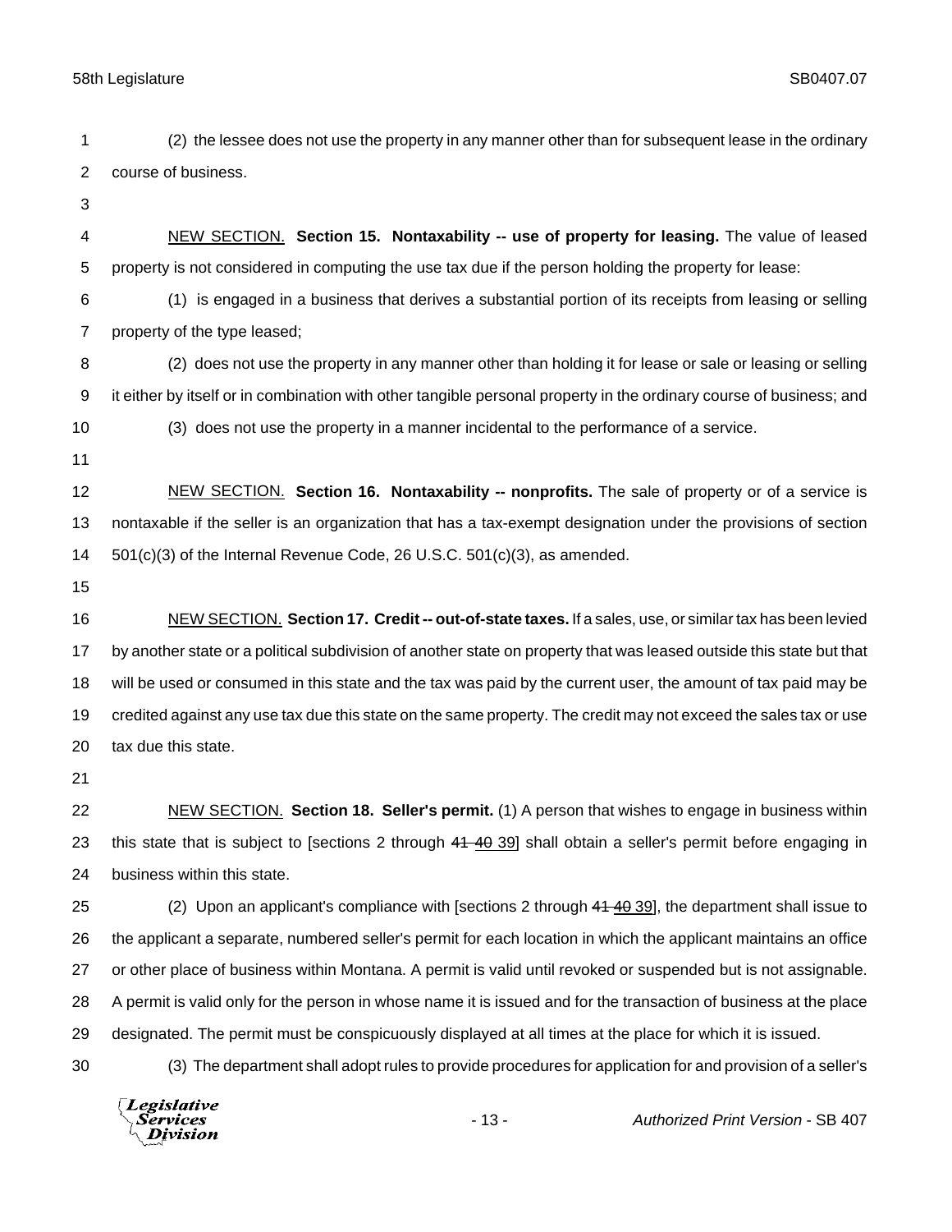(2) the lessee does not use the property in any manner other than for subsequent lease in the ordinary course of business.

NEW SECTION. **Section 15. Nontaxability -- use of property for leasing.** The value of leased property is not considered in computing the use tax due if the person holding the property for lease:

(1) is engaged in a business that derives a substantial portion of its receipts from leasing or selling property of the type leased;

(2) does not use the property in any manner other than holding it for lease or sale or leasing or selling it either by itself or in combination with other tangible personal property in the ordinary course of business; and

(3) does not use the property in a manner incidental to the performance of a service.

NEW SECTION. **Section 16. Nontaxability -- nonprofits.** The sale of property or of a service is nontaxable if the seller is an organization that has a tax-exempt designation under the provisions of section 501(c)(3) of the Internal Revenue Code, 26 U.S.C. 501(c)(3), as amended.

NEW SECTION. **Section 17. Credit -- out-of-state taxes.** If a sales, use, or similar tax has been levied by another state or a political subdivision of another state on property that was leased outside this state but that will be used or consumed in this state and the tax was paid by the current user, the amount of tax paid may be credited against any use tax due this state on the same property. The credit may not exceed the sales tax or use tax due this state.

NEW SECTION. **Section 18. Seller's permit.** (1) A person that wishes to engage in business within this state that is subject to [sections 2 through ~~41~~ ~~40~~ 39] shall obtain a seller's permit before engaging in business within this state.

(2) Upon an applicant's compliance with [sections 2 through ~~41~~ ~~40~~ 39], the department shall issue to the applicant a separate, numbered seller's permit for each location in which the applicant maintains an office or other place of business within Montana. A permit is valid until revoked or suspended but is not assignable. A permit is valid only for the person in whose name it is issued and for the transaction of business at the place designated. The permit must be conspicuously displayed at all times at the place for which it is issued.

(3) The department shall adopt rules to provide procedures for application for and provision of a seller's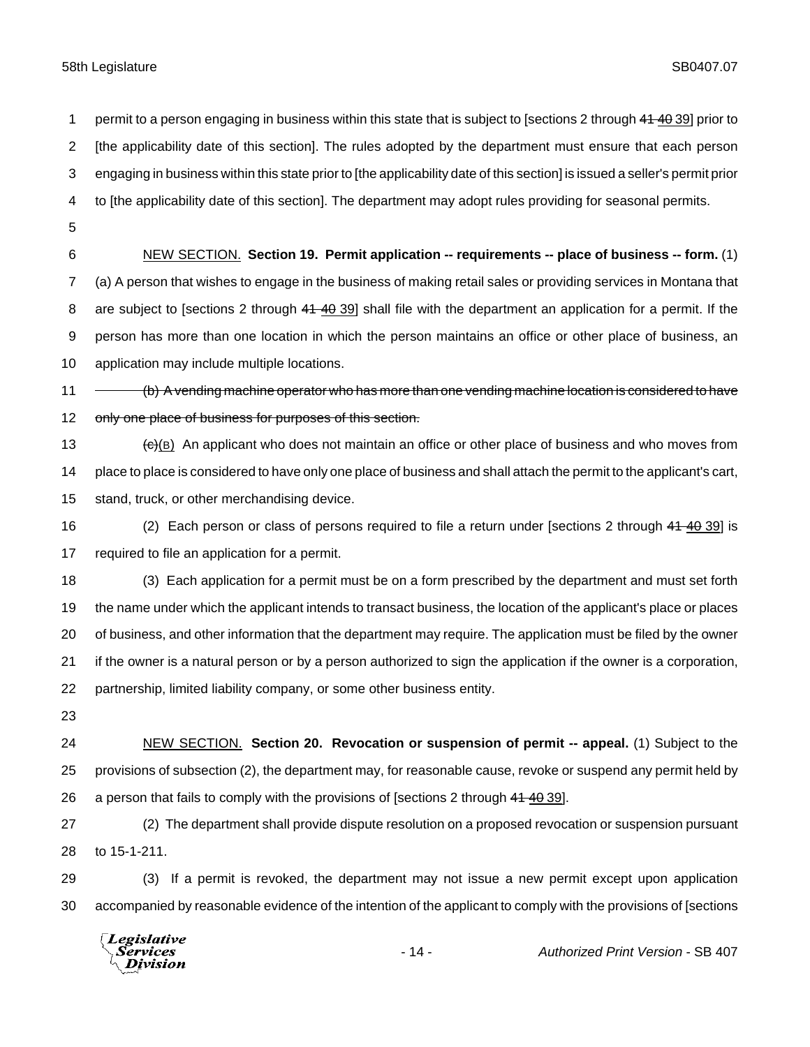permit to a person engaging in business within this state that is subject to [sections 2 through ~~41~~ ~~40~~ 39] prior to [the applicability date of this section]. The rules adopted by the department must ensure that each person engaging in business within this state prior to [the applicability date of this section] is issued a seller's permit prior to [the applicability date of this section]. The department may adopt rules providing for seasonal permits.

NEW SECTION. **Section 19. Permit application -- requirements -- place of business -- form.** (1) (a) A person that wishes to engage in the business of making retail sales or providing services in Montana that are subject to [sections 2 through ~~41~~ ~~40~~ 39] shall file with the department an application for a permit. If the person has more than one location in which the person maintains an office or other place of business, an application may include multiple locations.

~~(b) A vending machine operator who has more than one vending machine location is considered to have only one place of business for purposes of this section.~~

~~(c)~~(B) An applicant who does not maintain an office or other place of business and who moves from place to place is considered to have only one place of business and shall attach the permit to the applicant's cart, stand, truck, or other merchandising device.

(2) Each person or class of persons required to file a return under [sections 2 through ~~41~~ ~~40~~ 39] is required to file an application for a permit.

(3) Each application for a permit must be on a form prescribed by the department and must set forth the name under which the applicant intends to transact business, the location of the applicant's place or places of business, and other information that the department may require. The application must be filed by the owner if the owner is a natural person or by a person authorized to sign the application if the owner is a corporation, partnership, limited liability company, or some other business entity.

NEW SECTION. **Section 20. Revocation or suspension of permit -- appeal.** (1) Subject to the provisions of subsection (2), the department may, for reasonable cause, revoke or suspend any permit held by a person that fails to comply with the provisions of [sections 2 through ~~41~~ ~~40~~ 39].

(2) The department shall provide dispute resolution on a proposed revocation or suspension pursuant to 15-1-211.

(3) If a permit is revoked, the department may not issue a new permit except upon application accompanied by reasonable evidence of the intention of the applicant to comply with the provisions of [sections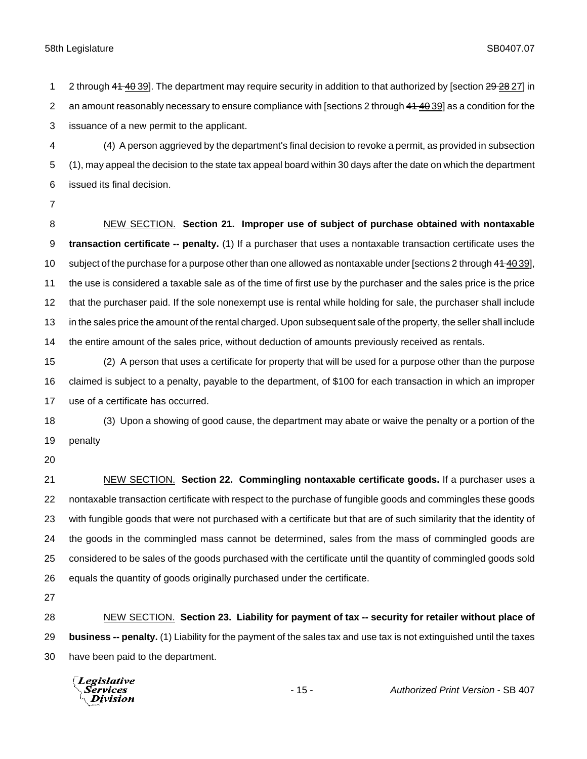2 through ~~41~~ ~~40~~ 39]. The department may require security in addition to that authorized by [section ~~29~~ ~~28~~ 27] in an amount reasonably necessary to ensure compliance with [sections 2 through ~~41~~ ~~40~~ 39] as a condition for the issuance of a new permit to the applicant.

(4) A person aggrieved by the department's final decision to revoke a permit, as provided in subsection (1), may appeal the decision to the state tax appeal board within 30 days after the date on which the department issued its final decision.

NEW SECTION. **Section 21. Improper use of subject of purchase obtained with nontaxable transaction certificate -- penalty.** (1) If a purchaser that uses a nontaxable transaction certificate uses the subject of the purchase for a purpose other than one allowed as nontaxable under [sections 2 through ~~41~~ ~~40~~ 39], the use is considered a taxable sale as of the time of first use by the purchaser and the sales price is the price that the purchaser paid. If the sole nonexempt use is rental while holding for sale, the purchaser shall include in the sales price the amount of the rental charged. Upon subsequent sale of the property, the seller shall include the entire amount of the sales price, without deduction of amounts previously received as rentals.

(2) A person that uses a certificate for property that will be used for a purpose other than the purpose claimed is subject to a penalty, payable to the department, of $100 for each transaction in which an improper use of a certificate has occurred.

(3) Upon a showing of good cause, the department may abate or waive the penalty or a portion of the penalty

NEW SECTION. **Section 22. Commingling nontaxable certificate goods.** If a purchaser uses a nontaxable transaction certificate with respect to the purchase of fungible goods and commingles these goods with fungible goods that were not purchased with a certificate but that are of such similarity that the identity of the goods in the commingled mass cannot be determined, sales from the mass of commingled goods are considered to be sales of the goods purchased with the certificate until the quantity of commingled goods sold equals the quantity of goods originally purchased under the certificate.

NEW SECTION. **Section 23. Liability for payment of tax -- security for retailer without place of business -- penalty.** (1) Liability for the payment of the sales tax and use tax is not extinguished until the taxes have been paid to the department.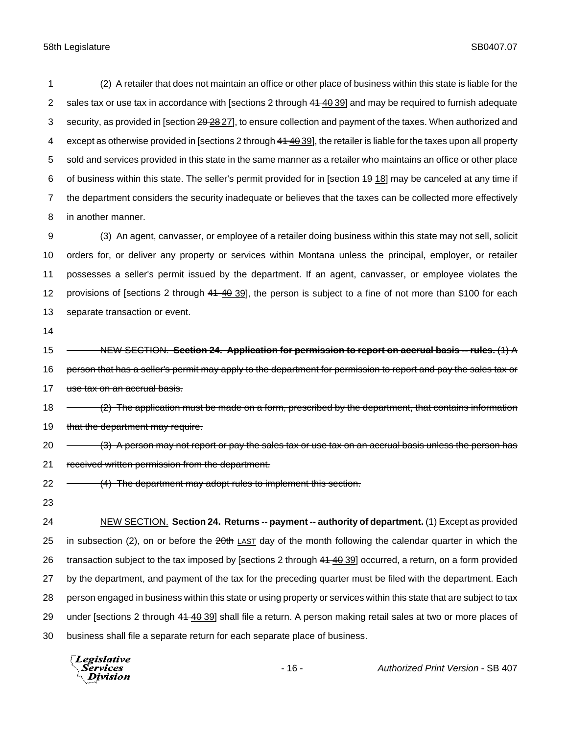(2) A retailer that does not maintain an office or other place of business within this state is liable for the sales tax or use tax in accordance with [sections 2 through ~~41~~ ~~40~~ 39] and may be required to furnish adequate security, as provided in [section ~~29~~ ~~28~~ 27], to ensure collection and payment of the taxes. When authorized and except as otherwise provided in [sections 2 through ~~41~~ ~~40~~ 39], the retailer is liable for the taxes upon all property sold and services provided in this state in the same manner as a retailer who maintains an office or other place of business within this state. The seller's permit provided for in [section ~~19~~ 18] may be canceled at any time if the department considers the security inadequate or believes that the taxes can be collected more effectively in another manner.

(3) An agent, canvasser, or employee of a retailer doing business within this state may not sell, solicit orders for, or deliver any property or services within Montana unless the principal, employer, or retailer possesses a seller's permit issued by the department. If an agent, canvasser, or employee violates the provisions of [sections 2 through ~~41~~ ~~40~~ 39], the person is subject to a fine of not more than $100 for each separate transaction or event.

~~NEW SECTION. **Section 24. Application for permission to report on accrual basis -- rules.** (1) A person that has a seller's permit may apply to the department for permission to report and pay the sales tax or use tax on an accrual basis.~~

~~(2) The application must be made on a form, prescribed by the department, that contains information that the department may require.~~

~~(3) A person may not report or pay the sales tax or use tax on an accrual basis unless the person has received written permission from the department.~~

~~(4) The department may adopt rules to implement this section.~~

NEW SECTION. **Section 24. Returns -- payment -- authority of department.** (1) Except as provided in subsection (2), on or before the ~~20th~~ LAST day of the month following the calendar quarter in which the transaction subject to the tax imposed by [sections 2 through ~~41~~ ~~40~~ 39] occurred, a return, on a form provided by the department, and payment of the tax for the preceding quarter must be filed with the department. Each person engaged in business within this state or using property or services within this state that are subject to tax under [sections 2 through ~~41~~ ~~40~~ 39] shall file a return. A person making retail sales at two or more places of business shall file a separate return for each separate place of business.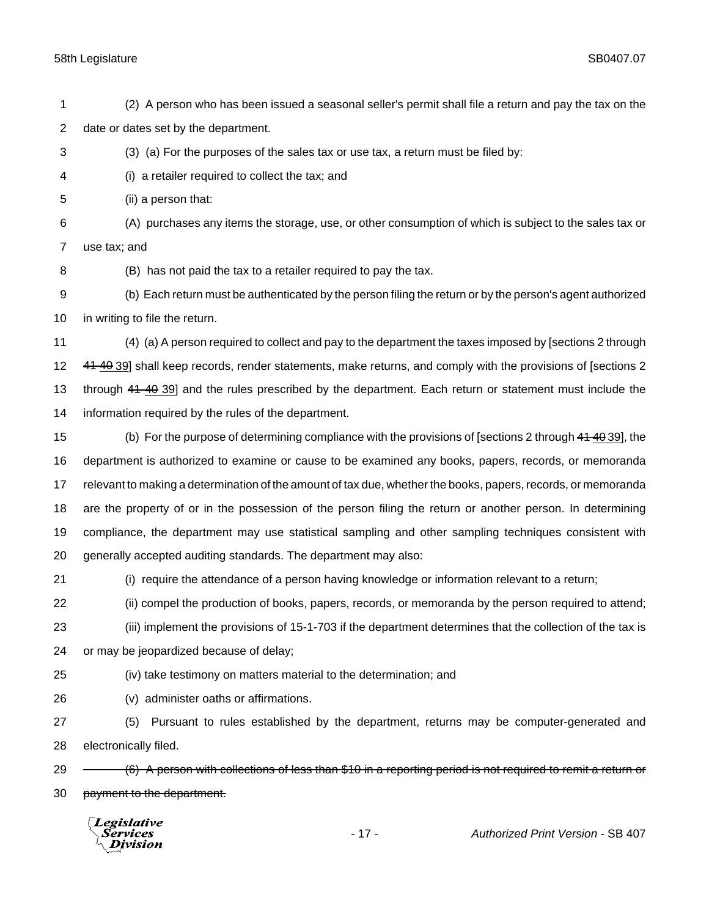(2) A person who has been issued a seasonal seller's permit shall file a return and pay the tax on the date or dates set by the department.

(3) (a) For the purposes of the sales tax or use tax, a return must be filed by:

(i) a retailer required to collect the tax; and

(ii) a person that:

(A) purchases any items the storage, use, or other consumption of which is subject to the sales tax or use tax; and

(B) has not paid the tax to a retailer required to pay the tax.

(b) Each return must be authenticated by the person filing the return or by the person's agent authorized in writing to file the return.

(4) (a) A person required to collect and pay to the department the taxes imposed by [sections 2 through ~~41~~ ~~40~~ 39] shall keep records, render statements, make returns, and comply with the provisions of [sections 2 through ~~41~~ ~~40~~ 39] and the rules prescribed by the department. Each return or statement must include the information required by the rules of the department.

(b) For the purpose of determining compliance with the provisions of [sections 2 through ~~41~~ ~~40~~ 39], the department is authorized to examine or cause to be examined any books, papers, records, or memoranda relevant to making a determination of the amount of tax due, whether the books, papers, records, or memoranda are the property of or in the possession of the person filing the return or another person. In determining compliance, the department may use statistical sampling and other sampling techniques consistent with generally accepted auditing standards. The department may also:

(i) require the attendance of a person having knowledge or information relevant to a return;

(ii) compel the production of books, papers, records, or memoranda by the person required to attend;

(iii) implement the provisions of 15-1-703 if the department determines that the collection of the tax is or may be jeopardized because of delay;

(iv) take testimony on matters material to the determination; and

(v) administer oaths or affirmations.

(5) Pursuant to rules established by the department, returns may be computer-generated and electronically filed.

~~(6) A person with collections of less than $10 in a reporting period is not required to remit a return or payment to the department.~~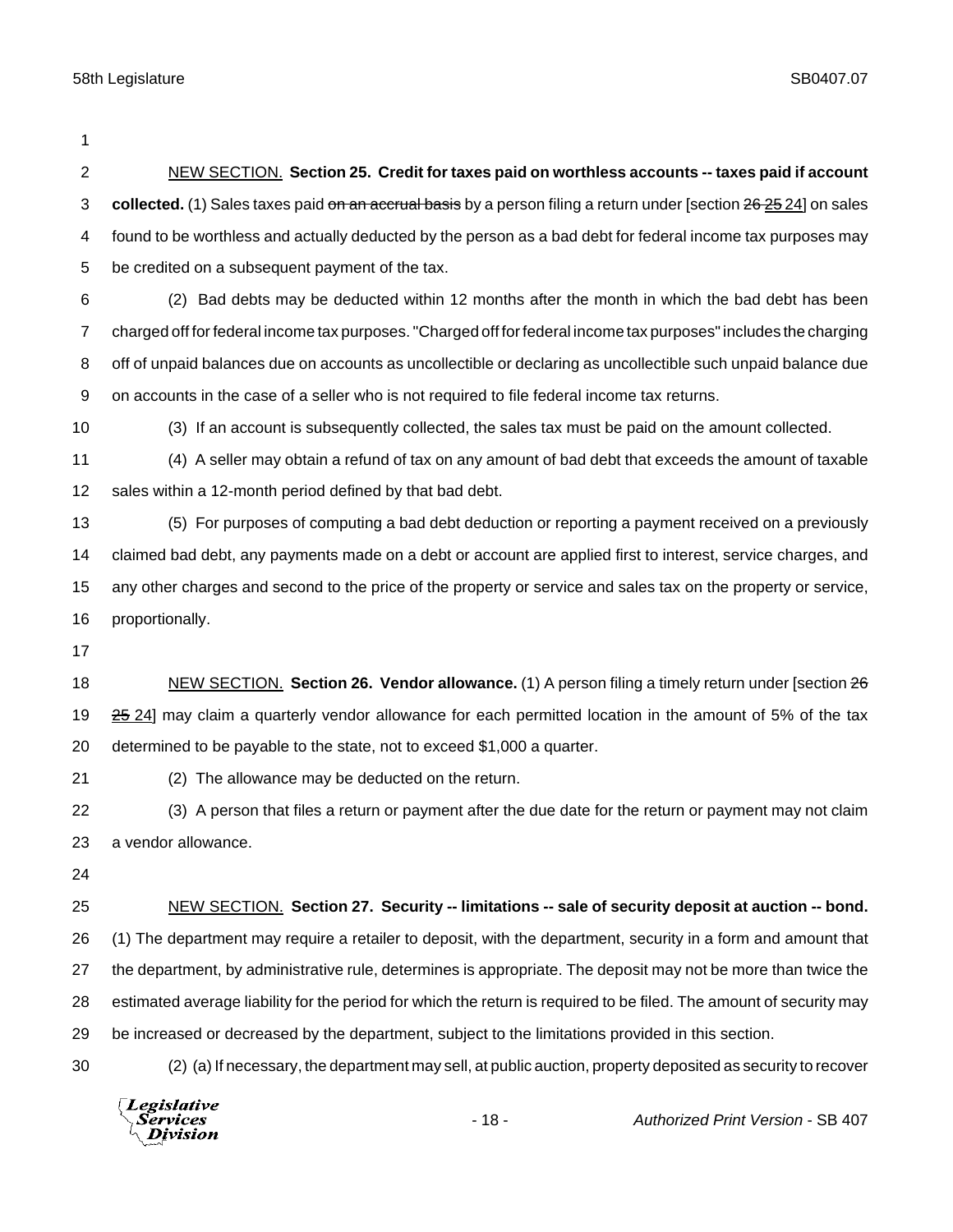NEW SECTION. **Section 25. Credit for taxes paid on worthless accounts -- taxes paid if account collected.** (1) Sales taxes paid ~~on an accrual basis~~ by a person filing a return under [section ~~26~~ ~~25~~ 24] on sales found to be worthless and actually deducted by the person as a bad debt for federal income tax purposes may be credited on a subsequent payment of the tax.

(2) Bad debts may be deducted within 12 months after the month in which the bad debt has been charged off for federal income tax purposes. "Charged off for federal income tax purposes" includes the charging off of unpaid balances due on accounts as uncollectible or declaring as uncollectible such unpaid balance due on accounts in the case of a seller who is not required to file federal income tax returns.

(3) If an account is subsequently collected, the sales tax must be paid on the amount collected.

(4) A seller may obtain a refund of tax on any amount of bad debt that exceeds the amount of taxable sales within a 12-month period defined by that bad debt.

(5) For purposes of computing a bad debt deduction or reporting a payment received on a previously claimed bad debt, any payments made on a debt or account are applied first to interest, service charges, and any other charges and second to the price of the property or service and sales tax on the property or service, proportionally.

NEW SECTION. **Section 26. Vendor allowance.** (1) A person filing a timely return under [section ~~26~~ ~~25~~ 24] may claim a quarterly vendor allowance for each permitted location in the amount of 5% of the tax determined to be payable to the state, not to exceed $1,000 a quarter.

(2) The allowance may be deducted on the return.

(3) A person that files a return or payment after the due date for the return or payment may not claim a vendor allowance.

NEW SECTION. **Section 27. Security -- limitations -- sale of security deposit at auction -- bond.** (1) The department may require a retailer to deposit, with the department, security in a form and amount that the department, by administrative rule, determines is appropriate. The deposit may not be more than twice the estimated average liability for the period for which the return is required to be filed. The amount of security may be increased or decreased by the department, subject to the limitations provided in this section.

(2) (a) If necessary, the department may sell, at public auction, property deposited as security to recover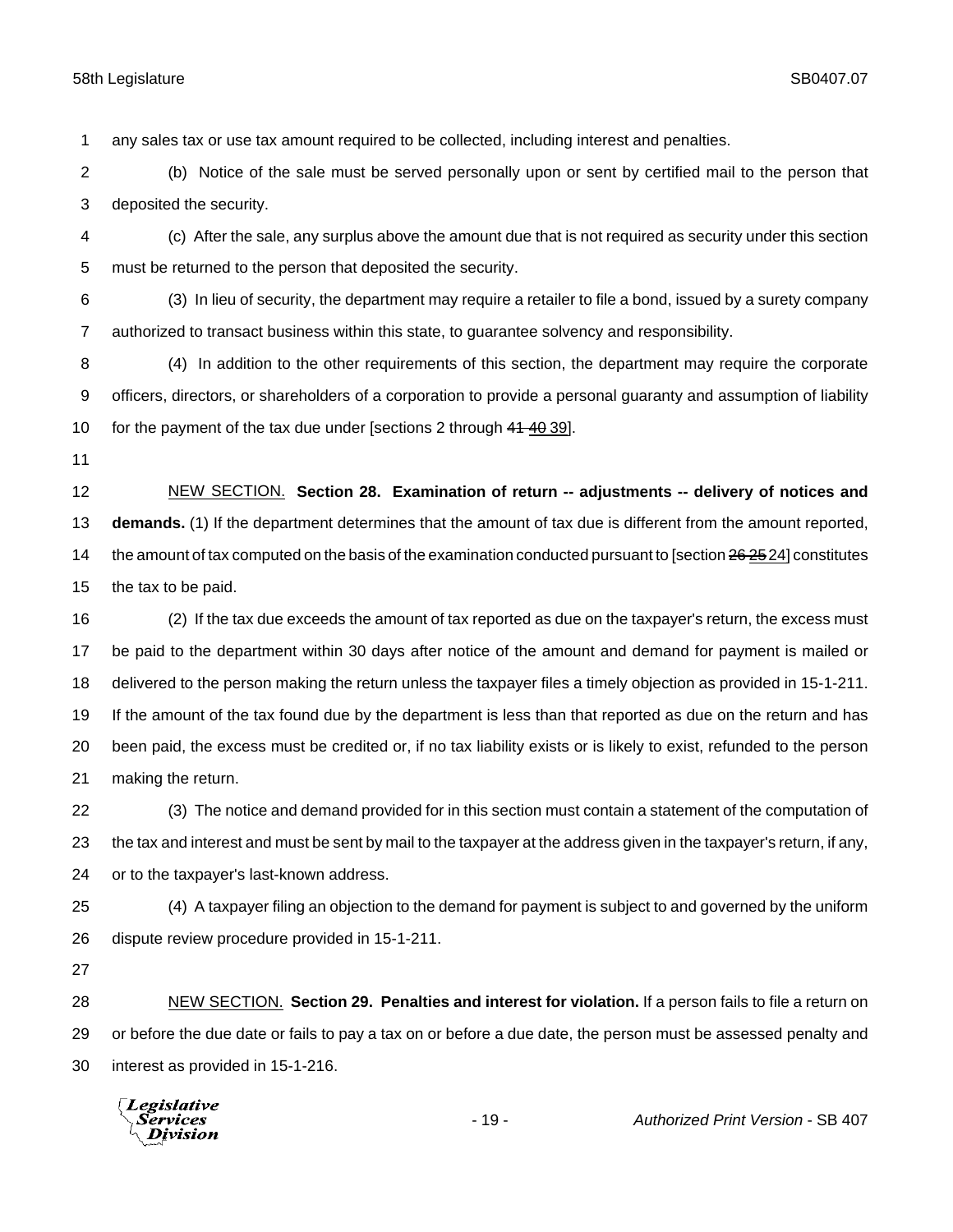any sales tax or use tax amount required to be collected, including interest and penalties.

(b) Notice of the sale must be served personally upon or sent by certified mail to the person that deposited the security.

(c) After the sale, any surplus above the amount due that is not required as security under this section must be returned to the person that deposited the security.

(3) In lieu of security, the department may require a retailer to file a bond, issued by a surety company authorized to transact business within this state, to guarantee solvency and responsibility.

(4) In addition to the other requirements of this section, the department may require the corporate officers, directors, or shareholders of a corporation to provide a personal guaranty and assumption of liability for the payment of the tax due under [sections 2 through ~~41~~ ~~40~~ 39].

NEW SECTION. **Section 28. Examination of return -- adjustments -- delivery of notices and demands.** (1) If the department determines that the amount of tax due is different from the amount reported, the amount of tax computed on the basis of the examination conducted pursuant to [section ~~26~~ ~~25~~ 24] constitutes the tax to be paid.

(2) If the tax due exceeds the amount of tax reported as due on the taxpayer's return, the excess must be paid to the department within 30 days after notice of the amount and demand for payment is mailed or delivered to the person making the return unless the taxpayer files a timely objection as provided in 15-1-211. If the amount of the tax found due by the department is less than that reported as due on the return and has been paid, the excess must be credited or, if no tax liability exists or is likely to exist, refunded to the person making the return.

(3) The notice and demand provided for in this section must contain a statement of the computation of the tax and interest and must be sent by mail to the taxpayer at the address given in the taxpayer's return, if any, or to the taxpayer's last-known address.

(4) A taxpayer filing an objection to the demand for payment is subject to and governed by the uniform dispute review procedure provided in 15-1-211.

NEW SECTION. **Section 29. Penalties and interest for violation.** If a person fails to file a return on or before the due date or fails to pay a tax on or before a due date, the person must be assessed penalty and interest as provided in 15-1-216.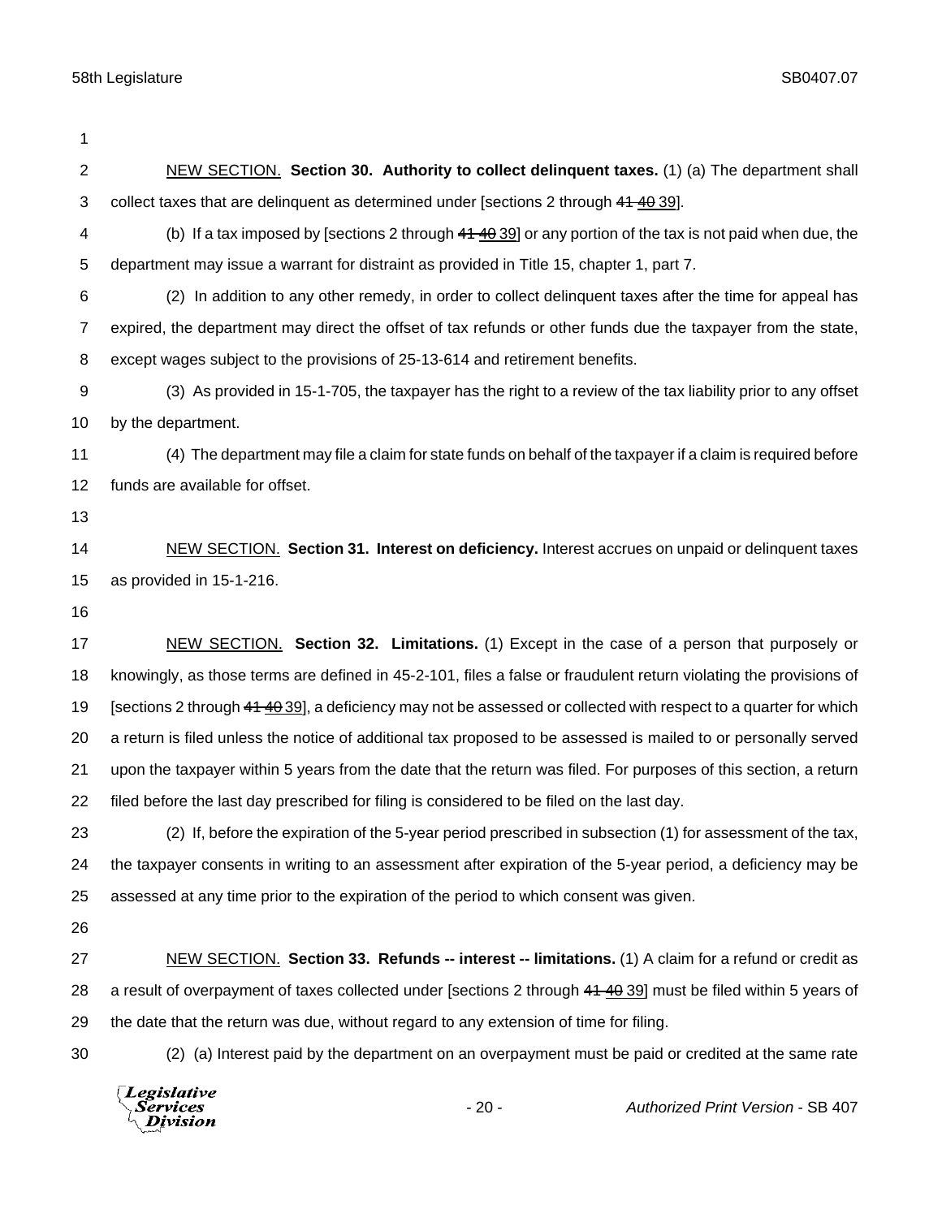NEW SECTION. **Section 30. Authority to collect delinquent taxes.** (1) (a) The department shall collect taxes that are delinquent as determined under [sections 2 through ~~41~~ ~~40~~ 39].

(b) If a tax imposed by [sections 2 through ~~41~~ ~~40~~ 39] or any portion of the tax is not paid when due, the department may issue a warrant for distraint as provided in Title 15, chapter 1, part 7.

(2) In addition to any other remedy, in order to collect delinquent taxes after the time for appeal has expired, the department may direct the offset of tax refunds or other funds due the taxpayer from the state, except wages subject to the provisions of 25-13-614 and retirement benefits.

(3) As provided in 15-1-705, the taxpayer has the right to a review of the tax liability prior to any offset by the department.

(4) The department may file a claim for state funds on behalf of the taxpayer if a claim is required before funds are available for offset.

NEW SECTION. **Section 31. Interest on deficiency.** Interest accrues on unpaid or delinquent taxes as provided in 15-1-216.

NEW SECTION. **Section 32. Limitations.** (1) Except in the case of a person that purposely or knowingly, as those terms are defined in 45-2-101, files a false or fraudulent return violating the provisions of [sections 2 through ~~41~~ ~~40~~ 39], a deficiency may not be assessed or collected with respect to a quarter for which a return is filed unless the notice of additional tax proposed to be assessed is mailed to or personally served upon the taxpayer within 5 years from the date that the return was filed. For purposes of this section, a return filed before the last day prescribed for filing is considered to be filed on the last day.

(2) If, before the expiration of the 5-year period prescribed in subsection (1) for assessment of the tax, the taxpayer consents in writing to an assessment after expiration of the 5-year period, a deficiency may be assessed at any time prior to the expiration of the period to which consent was given.

NEW SECTION. **Section 33. Refunds -- interest -- limitations.** (1) A claim for a refund or credit as a result of overpayment of taxes collected under [sections 2 through ~~41~~ ~~40~~ 39] must be filed within 5 years of the date that the return was due, without regard to any extension of time for filing.

(2) (a) Interest paid by the department on an overpayment must be paid or credited at the same rate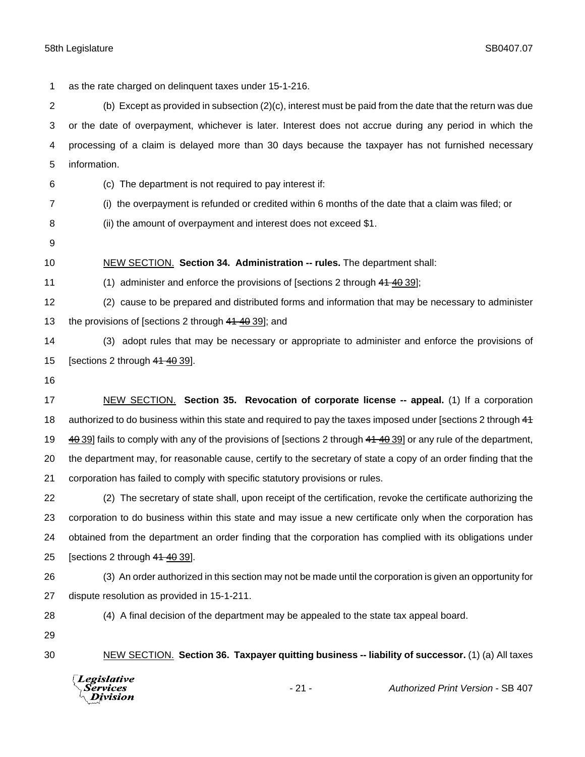as the rate charged on delinquent taxes under 15-1-216.

(b) Except as provided in subsection (2)(c), interest must be paid from the date that the return was due or the date of overpayment, whichever is later. Interest does not accrue during any period in which the processing of a claim is delayed more than 30 days because the taxpayer has not furnished necessary information.

(c) The department is not required to pay interest if:

(i) the overpayment is refunded or credited within 6 months of the date that a claim was filed; or

(ii) the amount of overpayment and interest does not exceed $1.

NEW SECTION. **Section 34. Administration -- rules.** The department shall:

(1) administer and enforce the provisions of [sections 2 through ~~41~~ ~~40~~ 39];

(2) cause to be prepared and distributed forms and information that may be necessary to administer the provisions of [sections 2 through ~~41~~ ~~40~~ 39]; and

(3) adopt rules that may be necessary or appropriate to administer and enforce the provisions of [sections 2 through ~~41~~ ~~40~~ 39].

NEW SECTION. **Section 35. Revocation of corporate license -- appeal.** (1) If a corporation authorized to do business within this state and required to pay the taxes imposed under [sections 2 through ~~41~~ ~~40~~ 39] fails to comply with any of the provisions of [sections 2 through ~~41~~ ~~40~~ 39] or any rule of the department, the department may, for reasonable cause, certify to the secretary of state a copy of an order finding that the corporation has failed to comply with specific statutory provisions or rules.

(2) The secretary of state shall, upon receipt of the certification, revoke the certificate authorizing the corporation to do business within this state and may issue a new certificate only when the corporation has obtained from the department an order finding that the corporation has complied with its obligations under [sections 2 through ~~41~~ ~~40~~ 39].

(3) An order authorized in this section may not be made until the corporation is given an opportunity for dispute resolution as provided in 15-1-211.

(4) A final decision of the department may be appealed to the state tax appeal board.

NEW SECTION. **Section 36. Taxpayer quitting business -- liability of successor.** (1) (a) All taxes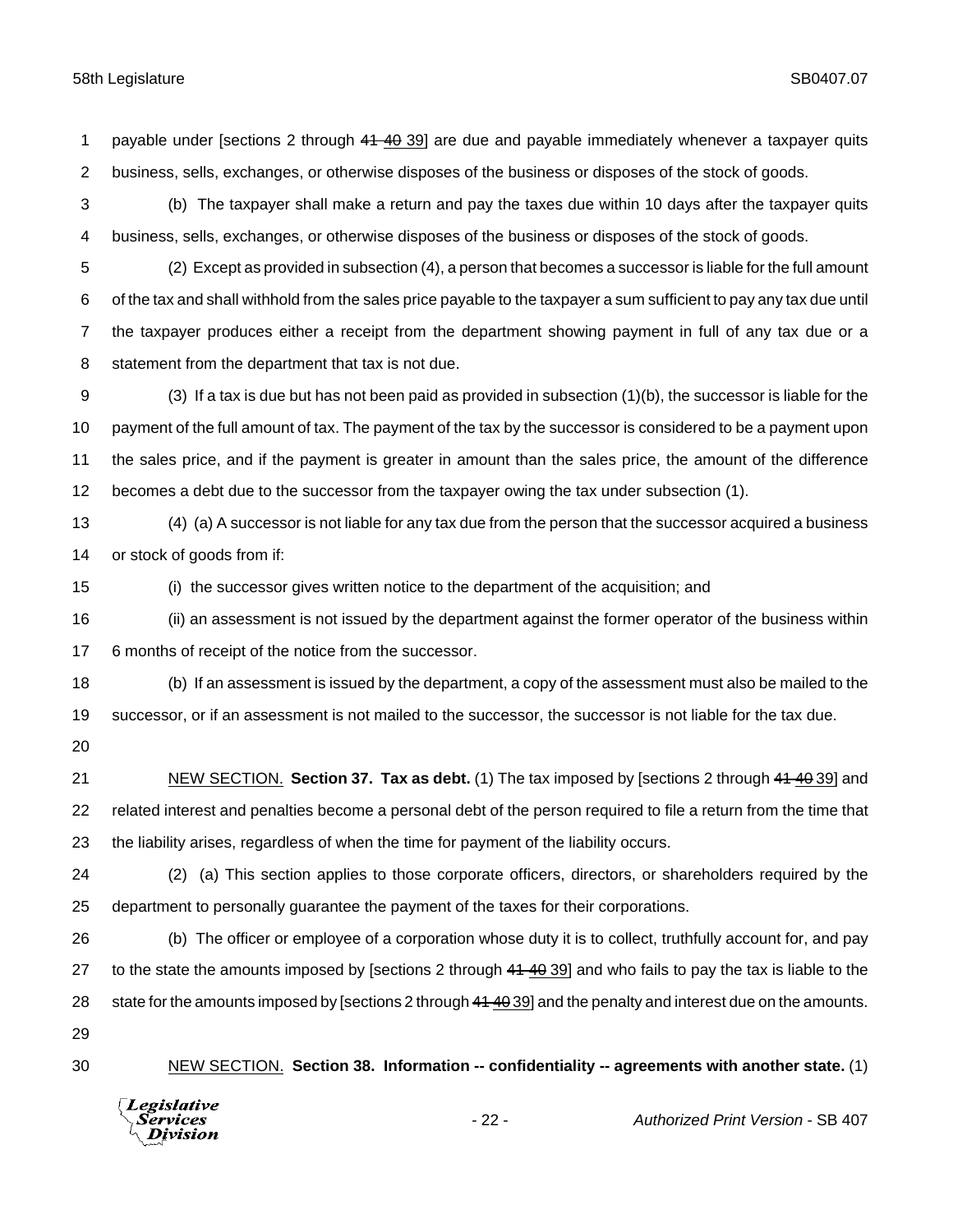payable under [sections 2 through ~~41~~ ~~40~~ 39] are due and payable immediately whenever a taxpayer quits business, sells, exchanges, or otherwise disposes of the business or disposes of the stock of goods.

(b) The taxpayer shall make a return and pay the taxes due within 10 days after the taxpayer quits business, sells, exchanges, or otherwise disposes of the business or disposes of the stock of goods.

(2) Except as provided in subsection (4), a person that becomes a successor is liable for the full amount of the tax and shall withhold from the sales price payable to the taxpayer a sum sufficient to pay any tax due until the taxpayer produces either a receipt from the department showing payment in full of any tax due or a statement from the department that tax is not due.

(3) If a tax is due but has not been paid as provided in subsection (1)(b), the successor is liable for the payment of the full amount of tax. The payment of the tax by the successor is considered to be a payment upon the sales price, and if the payment is greater in amount than the sales price, the amount of the difference becomes a debt due to the successor from the taxpayer owing the tax under subsection (1).

(4) (a) A successor is not liable for any tax due from the person that the successor acquired a business or stock of goods from if:

(i) the successor gives written notice to the department of the acquisition; and

(ii) an assessment is not issued by the department against the former operator of the business within 6 months of receipt of the notice from the successor.

(b) If an assessment is issued by the department, a copy of the assessment must also be mailed to the successor, or if an assessment is not mailed to the successor, the successor is not liable for the tax due.

NEW SECTION. **Section 37. Tax as debt.** (1) The tax imposed by [sections 2 through ~~41~~ ~~40~~ 39] and related interest and penalties become a personal debt of the person required to file a return from the time that the liability arises, regardless of when the time for payment of the liability occurs.

(2) (a) This section applies to those corporate officers, directors, or shareholders required by the department to personally guarantee the payment of the taxes for their corporations.

(b) The officer or employee of a corporation whose duty it is to collect, truthfully account for, and pay to the state the amounts imposed by [sections 2 through ~~41~~ ~~40~~ 39] and who fails to pay the tax is liable to the state for the amounts imposed by [sections 2 through ~~41~~ ~~40~~ 39] and the penalty and interest due on the amounts.

NEW SECTION. **Section 38. Information -- confidentiality -- agreements with another state.** (1)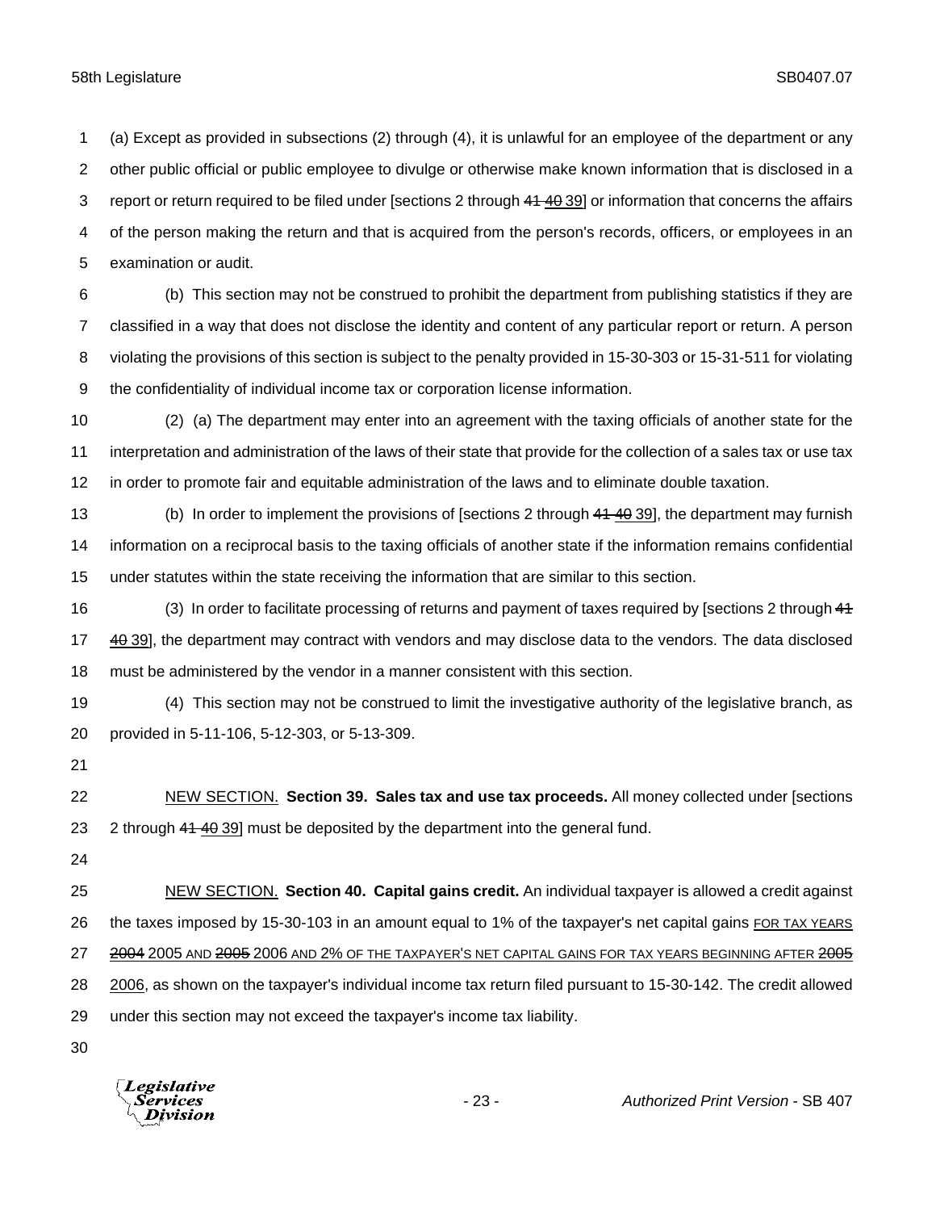(a) Except as provided in subsections (2) through (4), it is unlawful for an employee of the department or any other public official or public employee to divulge or otherwise make known information that is disclosed in a report or return required to be filed under [sections 2 through ~~41~~ ~~40~~ 39] or information that concerns the affairs of the person making the return and that is acquired from the person's records, officers, or employees in an examination or audit.

(b) This section may not be construed to prohibit the department from publishing statistics if they are classified in a way that does not disclose the identity and content of any particular report or return. A person violating the provisions of this section is subject to the penalty provided in 15-30-303 or 15-31-511 for violating the confidentiality of individual income tax or corporation license information.

(2) (a) The department may enter into an agreement with the taxing officials of another state for the interpretation and administration of the laws of their state that provide for the collection of a sales tax or use tax in order to promote fair and equitable administration of the laws and to eliminate double taxation.

(b) In order to implement the provisions of [sections 2 through ~~41~~ ~~40~~ 39], the department may furnish information on a reciprocal basis to the taxing officials of another state if the information remains confidential under statutes within the state receiving the information that are similar to this section.

(3) In order to facilitate processing of returns and payment of taxes required by [sections 2 through ~~41~~ ~~40~~ 39], the department may contract with vendors and may disclose data to the vendors. The data disclosed must be administered by the vendor in a manner consistent with this section.

(4) This section may not be construed to limit the investigative authority of the legislative branch, as provided in 5-11-106, 5-12-303, or 5-13-309.

NEW SECTION. **Section 39. Sales tax and use tax proceeds.** All money collected under [sections 2 through ~~41~~ ~~40~~ 39] must be deposited by the department into the general fund.

NEW SECTION. **Section 40. Capital gains credit.** An individual taxpayer is allowed a credit against the taxes imposed by 15-30-103 in an amount equal to 1% of the taxpayer's net capital gains FOR TAX YEARS ~~2004~~ 2005 AND ~~2005~~ 2006 AND 2% OF THE TAXPAYER'S NET CAPITAL GAINS FOR TAX YEARS BEGINNING AFTER ~~2005~~ 2006, as shown on the taxpayer's individual income tax return filed pursuant to 15-30-142. The credit allowed under this section may not exceed the taxpayer's income tax liability.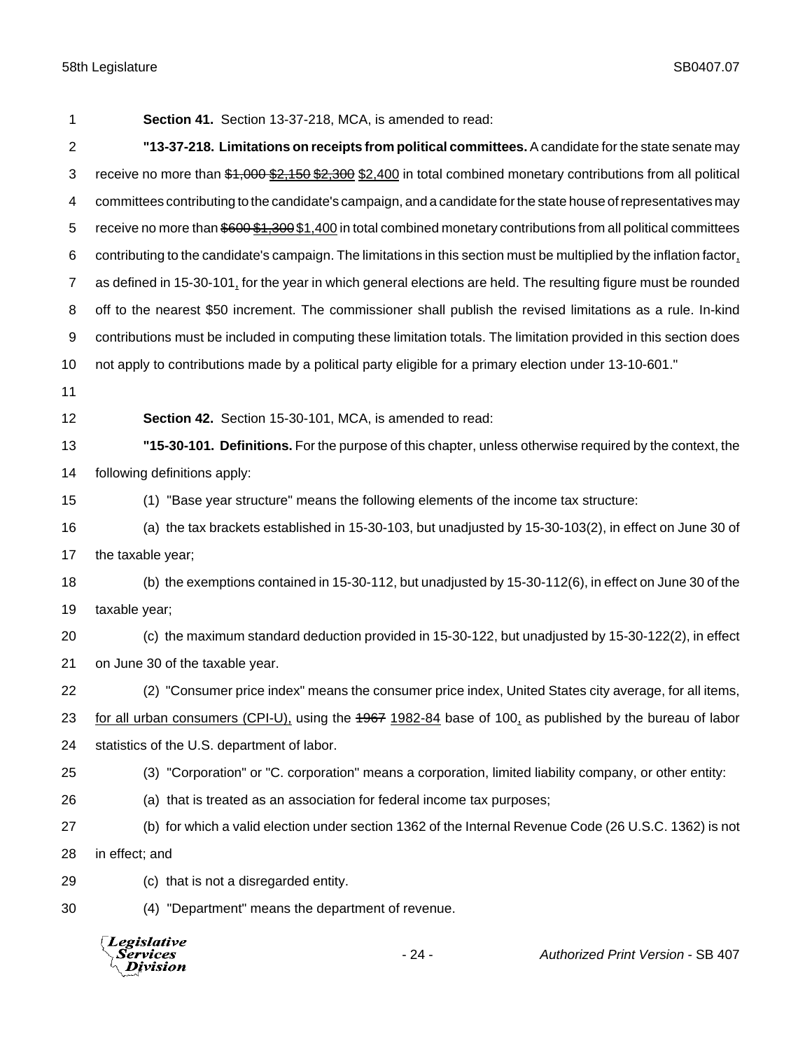**Section 41.** Section 13-37-218, MCA, is amended to read:

**"13-37-218. Limitations on receipts from political committees.** A candidate for the state senate may receive no more than ~~$1,000~~ ~~$2,150~~ ~~$2,300~~ $2,400 in total combined monetary contributions from all political committees contributing to the candidate's campaign, and a candidate for the state house of representatives may receive no more than ~~$600~~ ~~$1,300~~ $1,400 in total combined monetary contributions from all political committees contributing to the candidate's campaign. The limitations in this section must be multiplied by the inflation factor, as defined in 15-30-101, for the year in which general elections are held. The resulting figure must be rounded off to the nearest $50 increment. The commissioner shall publish the revised limitations as a rule. In-kind contributions must be included in computing these limitation totals. The limitation provided in this section does not apply to contributions made by a political party eligible for a primary election under 13-10-601."

**Section 42.** Section 15-30-101, MCA, is amended to read:

**"15-30-101. Definitions.** For the purpose of this chapter, unless otherwise required by the context, the following definitions apply:

(1) "Base year structure" means the following elements of the income tax structure:

(a) the tax brackets established in 15-30-103, but unadjusted by 15-30-103(2), in effect on June 30 of the taxable year;

(b) the exemptions contained in 15-30-112, but unadjusted by 15-30-112(6), in effect on June 30 of the taxable year;

(c) the maximum standard deduction provided in 15-30-122, but unadjusted by 15-30-122(2), in effect on June 30 of the taxable year.

(2) "Consumer price index" means the consumer price index, United States city average, for all items, for all urban consumers (CPI-U), using the ~~1967~~ 1982-84 base of 100, as published by the bureau of labor statistics of the U.S. department of labor.

(3) "Corporation" or "C. corporation" means a corporation, limited liability company, or other entity:

(a) that is treated as an association for federal income tax purposes;

(b) for which a valid election under section 1362 of the Internal Revenue Code (26 U.S.C. 1362) is not in effect; and

(c) that is not a disregarded entity.

(4) "Department" means the department of revenue.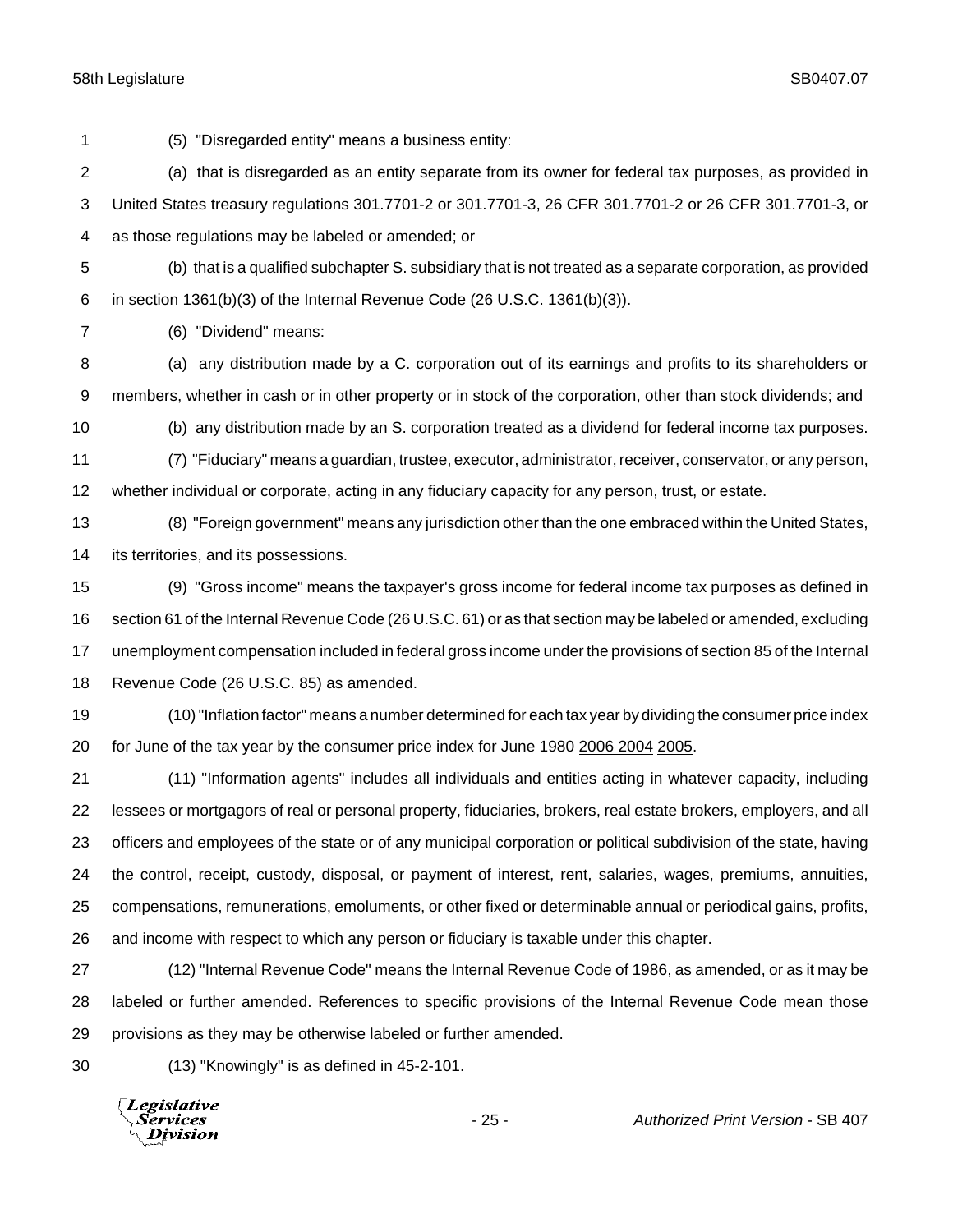(5) "Disregarded entity" means a business entity:

(a) that is disregarded as an entity separate from its owner for federal tax purposes, as provided in United States treasury regulations 301.7701-2 or 301.7701-3, 26 CFR 301.7701-2 or 26 CFR 301.7701-3, or as those regulations may be labeled or amended; or

(b) that is a qualified subchapter S. subsidiary that is not treated as a separate corporation, as provided in section 1361(b)(3) of the Internal Revenue Code (26 U.S.C. 1361(b)(3)).

(6) "Dividend" means:

(a) any distribution made by a C. corporation out of its earnings and profits to its shareholders or members, whether in cash or in other property or in stock of the corporation, other than stock dividends; and

(b) any distribution made by an S. corporation treated as a dividend for federal income tax purposes.

(7) "Fiduciary" means a guardian, trustee, executor, administrator, receiver, conservator, or any person, whether individual or corporate, acting in any fiduciary capacity for any person, trust, or estate.

(8) "Foreign government" means any jurisdiction other than the one embraced within the United States, its territories, and its possessions.

(9) "Gross income" means the taxpayer's gross income for federal income tax purposes as defined in section 61 of the Internal Revenue Code (26 U.S.C. 61) or as that section may be labeled or amended, excluding unemployment compensation included in federal gross income under the provisions of section 85 of the Internal Revenue Code (26 U.S.C. 85) as amended.

(10) "Inflation factor" means a number determined for each tax year by dividing the consumer price index for June of the tax year by the consumer price index for June ~~1980~~ ~~2006~~ ~~2004~~ 2005.

(11) "Information agents" includes all individuals and entities acting in whatever capacity, including lessees or mortgagors of real or personal property, fiduciaries, brokers, real estate brokers, employers, and all officers and employees of the state or of any municipal corporation or political subdivision of the state, having the control, receipt, custody, disposal, or payment of interest, rent, salaries, wages, premiums, annuities, compensations, remunerations, emoluments, or other fixed or determinable annual or periodical gains, profits, and income with respect to which any person or fiduciary is taxable under this chapter.

(12) "Internal Revenue Code" means the Internal Revenue Code of 1986, as amended, or as it may be labeled or further amended. References to specific provisions of the Internal Revenue Code mean those provisions as they may be otherwise labeled or further amended.

(13) "Knowingly" is as defined in 45-2-101.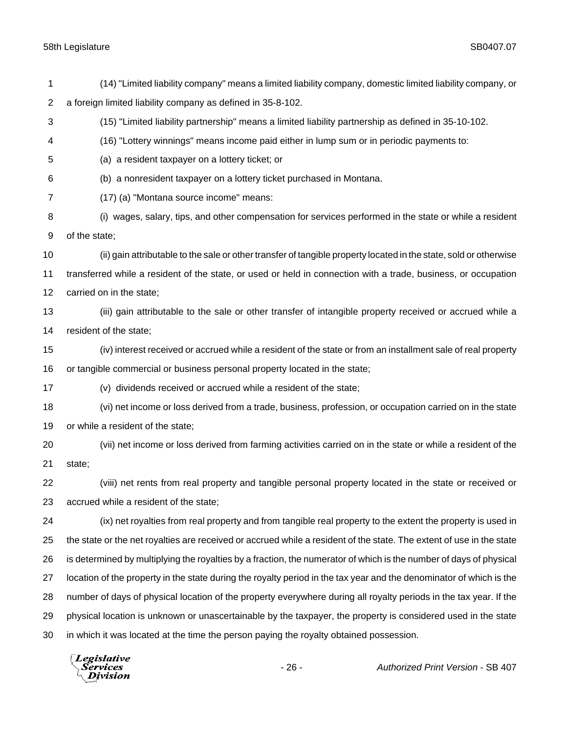(14) "Limited liability company" means a limited liability company, domestic limited liability company, or a foreign limited liability company as defined in 35-8-102.

(15) "Limited liability partnership" means a limited liability partnership as defined in 35-10-102.

(16) "Lottery winnings" means income paid either in lump sum or in periodic payments to:

(a) a resident taxpayer on a lottery ticket; or

(b) a nonresident taxpayer on a lottery ticket purchased in Montana.

(17) (a) "Montana source income" means:

(i) wages, salary, tips, and other compensation for services performed in the state or while a resident of the state;

(ii) gain attributable to the sale or other transfer of tangible property located in the state, sold or otherwise transferred while a resident of the state, or used or held in connection with a trade, business, or occupation carried on in the state;

(iii) gain attributable to the sale or other transfer of intangible property received or accrued while a resident of the state;

(iv) interest received or accrued while a resident of the state or from an installment sale of real property or tangible commercial or business personal property located in the state;

(v) dividends received or accrued while a resident of the state;

(vi) net income or loss derived from a trade, business, profession, or occupation carried on in the state or while a resident of the state;

(vii) net income or loss derived from farming activities carried on in the state or while a resident of the state;

(viii) net rents from real property and tangible personal property located in the state or received or accrued while a resident of the state;

(ix) net royalties from real property and from tangible real property to the extent the property is used in the state or the net royalties are received or accrued while a resident of the state. The extent of use in the state is determined by multiplying the royalties by a fraction, the numerator of which is the number of days of physical location of the property in the state during the royalty period in the tax year and the denominator of which is the number of days of physical location of the property everywhere during all royalty periods in the tax year. If the physical location is unknown or unascertainable by the taxpayer, the property is considered used in the state in which it was located at the time the person paying the royalty obtained possession.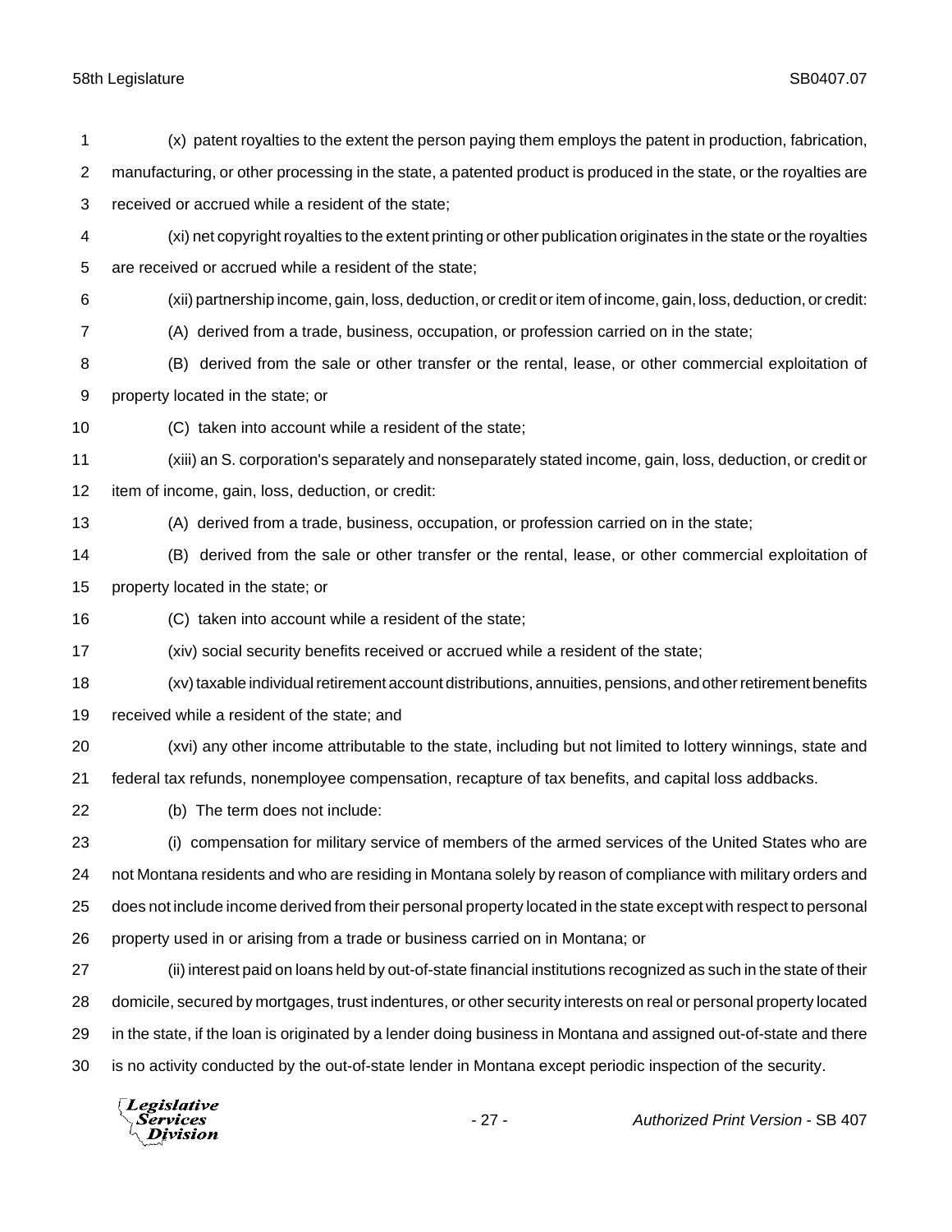(x) patent royalties to the extent the person paying them employs the patent in production, fabrication, manufacturing, or other processing in the state, a patented product is produced in the state, or the royalties are received or accrued while a resident of the state;

(xi) net copyright royalties to the extent printing or other publication originates in the state or the royalties are received or accrued while a resident of the state;

(xii) partnership income, gain, loss, deduction, or credit or item of income, gain, loss, deduction, or credit:

(A) derived from a trade, business, occupation, or profession carried on in the state;

(B) derived from the sale or other transfer or the rental, lease, or other commercial exploitation of property located in the state; or

(C) taken into account while a resident of the state;

(xiii) an S. corporation's separately and nonseparately stated income, gain, loss, deduction, or credit or item of income, gain, loss, deduction, or credit:

(A) derived from a trade, business, occupation, or profession carried on in the state;

(B) derived from the sale or other transfer or the rental, lease, or other commercial exploitation of property located in the state; or

(C) taken into account while a resident of the state;

(xiv) social security benefits received or accrued while a resident of the state;

(xv) taxable individual retirement account distributions, annuities, pensions, and other retirement benefits received while a resident of the state; and

(xvi) any other income attributable to the state, including but not limited to lottery winnings, state and federal tax refunds, nonemployee compensation, recapture of tax benefits, and capital loss addbacks.

(b) The term does not include:

(i) compensation for military service of members of the armed services of the United States who are not Montana residents and who are residing in Montana solely by reason of compliance with military orders and does not include income derived from their personal property located in the state except with respect to personal property used in or arising from a trade or business carried on in Montana; or

(ii) interest paid on loans held by out-of-state financial institutions recognized as such in the state of their domicile, secured by mortgages, trust indentures, or other security interests on real or personal property located in the state, if the loan is originated by a lender doing business in Montana and assigned out-of-state and there is no activity conducted by the out-of-state lender in Montana except periodic inspection of the security.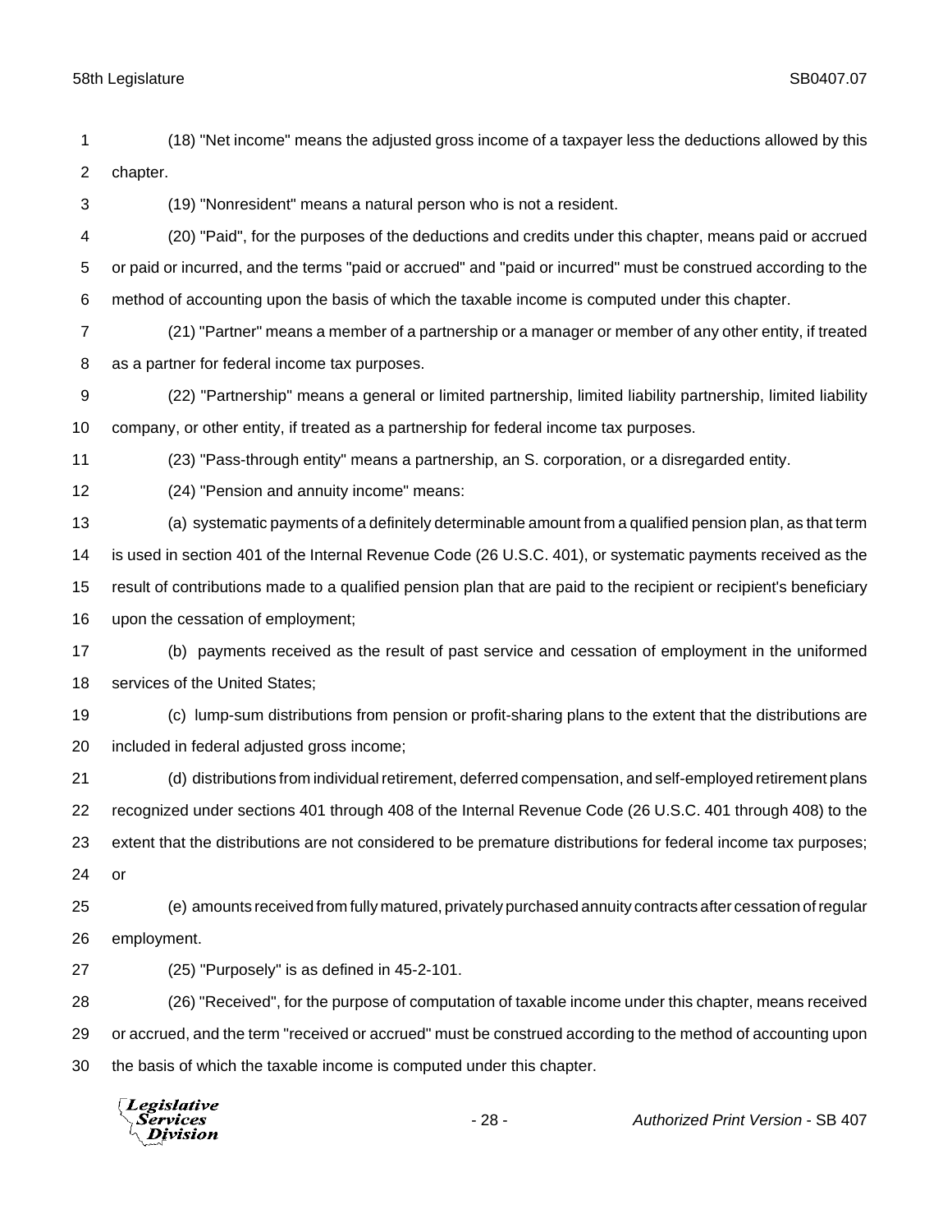(18) "Net income" means the adjusted gross income of a taxpayer less the deductions allowed by this chapter.

(19) "Nonresident" means a natural person who is not a resident.

(20) "Paid", for the purposes of the deductions and credits under this chapter, means paid or accrued or paid or incurred, and the terms "paid or accrued" and "paid or incurred" must be construed according to the method of accounting upon the basis of which the taxable income is computed under this chapter.

(21) "Partner" means a member of a partnership or a manager or member of any other entity, if treated as a partner for federal income tax purposes.

(22) "Partnership" means a general or limited partnership, limited liability partnership, limited liability company, or other entity, if treated as a partnership for federal income tax purposes.

(23) "Pass-through entity" means a partnership, an S. corporation, or a disregarded entity.

(24) "Pension and annuity income" means:

(a) systematic payments of a definitely determinable amount from a qualified pension plan, as that term is used in section 401 of the Internal Revenue Code (26 U.S.C. 401), or systematic payments received as the result of contributions made to a qualified pension plan that are paid to the recipient or recipient's beneficiary upon the cessation of employment;

(b) payments received as the result of past service and cessation of employment in the uniformed services of the United States;

(c) lump-sum distributions from pension or profit-sharing plans to the extent that the distributions are included in federal adjusted gross income;

(d) distributions from individual retirement, deferred compensation, and self-employed retirement plans recognized under sections 401 through 408 of the Internal Revenue Code (26 U.S.C. 401 through 408) to the extent that the distributions are not considered to be premature distributions for federal income tax purposes; or

(e) amounts received from fully matured, privately purchased annuity contracts after cessation of regular employment.

(25) "Purposely" is as defined in 45-2-101.

(26) "Received", for the purpose of computation of taxable income under this chapter, means received or accrued, and the term "received or accrued" must be construed according to the method of accounting upon the basis of which the taxable income is computed under this chapter.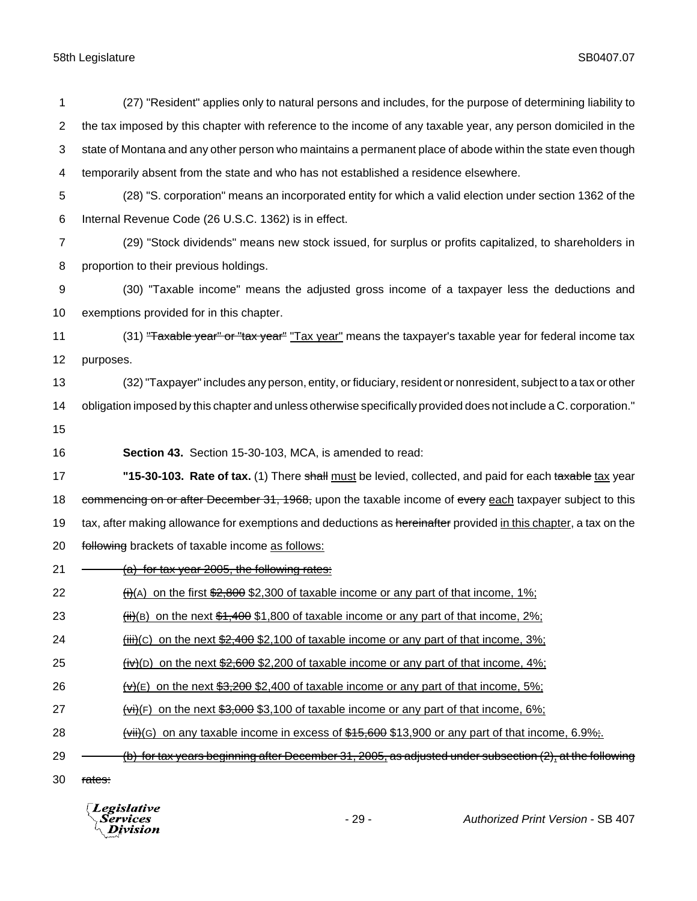(27) "Resident" applies only to natural persons and includes, for the purpose of determining liability to the tax imposed by this chapter with reference to the income of any taxable year, any person domiciled in the state of Montana and any other person who maintains a permanent place of abode within the state even though temporarily absent from the state and who has not established a residence elsewhere.

(28) "S. corporation" means an incorporated entity for which a valid election under section 1362 of the Internal Revenue Code (26 U.S.C. 1362) is in effect.

(29) "Stock dividends" means new stock issued, for surplus or profits capitalized, to shareholders in proportion to their previous holdings.

(30) "Taxable income" means the adjusted gross income of a taxpayer less the deductions and exemptions provided for in this chapter.

(31) ~~"Taxable year" or "tax year"~~ "Tax year" means the taxpayer's taxable year for federal income tax purposes.

(32) "Taxpayer" includes any person, entity, or fiduciary, resident or nonresident, subject to a tax or other obligation imposed by this chapter and unless otherwise specifically provided does not include a C. corporation."

**Section 43.** Section 15-30-103, MCA, is amended to read:

**"15-30-103. Rate of tax.** (1) There ~~shall~~ must be levied, collected, and paid for each ~~taxable~~ tax year ~~commencing on or after December 31, 1968,~~ upon the taxable income of ~~every~~ each taxpayer subject to this tax, after making allowance for exemptions and deductions as ~~hereinafter~~ provided in this chapter, a tax on the ~~following~~ brackets of taxable income as follows:

~~(a) for tax year 2005, the following rates:~~

~~(i)~~(A) on the first ~~$2,800~~ $2,300 of taxable income or any part of that income, 1%;

~~(ii)~~(B) on the next ~~$1,400~~ $1,800 of taxable income or any part of that income, 2%;

~~(iii)~~(C) on the next ~~$2,400~~ $2,100 of taxable income or any part of that income, 3%;

~~(iv)~~(D) on the next ~~$2,600~~ $2,200 of taxable income or any part of that income, 4%;

~~(v)~~(E) on the next ~~$3,200~~ $2,400 of taxable income or any part of that income, 5%;

~~(vi)~~(F) on the next ~~$3,000~~ $3,100 of taxable income or any part of that income, 6%;

~~(vii)~~(G) on any taxable income in excess of ~~$15,600~~ $13,900 or any part of that income, 6.9%~~;~~.

~~(b) for tax years beginning after December 31, 2005, as adjusted under subsection (2), at the following rates:~~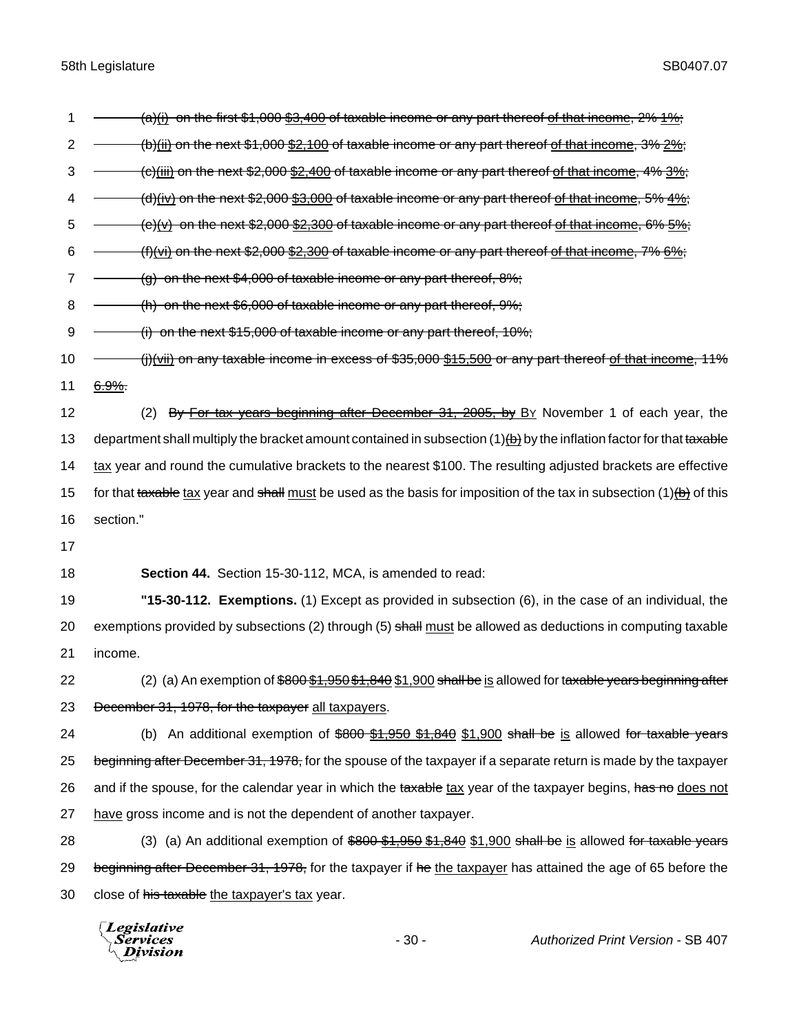(a)(i) on the first $1,000 $3,400 of taxable income or any part thereof of that income, 2% 1%;

(b)(ii) on the next $1,000 $2,100 of taxable income or any part thereof of that income, 3% 2%;

(c)(iii) on the next $2,000 $2,400 of taxable income or any part thereof of that income, 4% 3%;

(d)(iv) on the next $2,000 $3,000 of taxable income or any part thereof of that income, 5% 4%;

(e)(v) on the next $2,000 $2,300 of taxable income or any part thereof of that income, 6% 5%;

(f)(vi) on the next $2,000 $2,300 of taxable income or any part thereof of that income, 7% 6%;

(g) on the next $4,000 of taxable income or any part thereof, 8%;

(h) on the next $6,000 of taxable income or any part thereof, 9%;

(i) on the next $15,000 of taxable income or any part thereof, 10%;

(j)(vii) on any taxable income in excess of $35,000 $15,500 or any part thereof of that income, 11% 6.9%.

(2) By For tax years beginning after December 31, 2005, by BY November 1 of each year, the department shall multiply the bracket amount contained in subsection (1)(b) by the inflation factor for that taxable tax year and round the cumulative brackets to the nearest $100. The resulting adjusted brackets are effective for that taxable tax year and shall must be used as the basis for imposition of the tax in subsection (1)(b) of this section."

**Section 44.** Section 15-30-112, MCA, is amended to read:

**"15-30-112. Exemptions.** (1) Except as provided in subsection (6), in the case of an individual, the exemptions provided by subsections (2) through (5) shall must be allowed as deductions in computing taxable income.

(2) (a) An exemption of $800 $1,950 $1,840 $1,900 shall be is allowed for taxable years beginning after December 31, 1978, for the taxpayer all taxpayers.

(b) An additional exemption of $800 $1,950 $1,840 $1,900 shall be is allowed for taxable years beginning after December 31, 1978, for the spouse of the taxpayer if a separate return is made by the taxpayer and if the spouse, for the calendar year in which the taxable tax year of the taxpayer begins, has no does not have gross income and is not the dependent of another taxpayer.

(3) (a) An additional exemption of $800 $1,950 $1,840 $1,900 shall be is allowed for taxable years beginning after December 31, 1978, for the taxpayer if he the taxpayer has attained the age of 65 before the close of his taxable the taxpayer's tax year.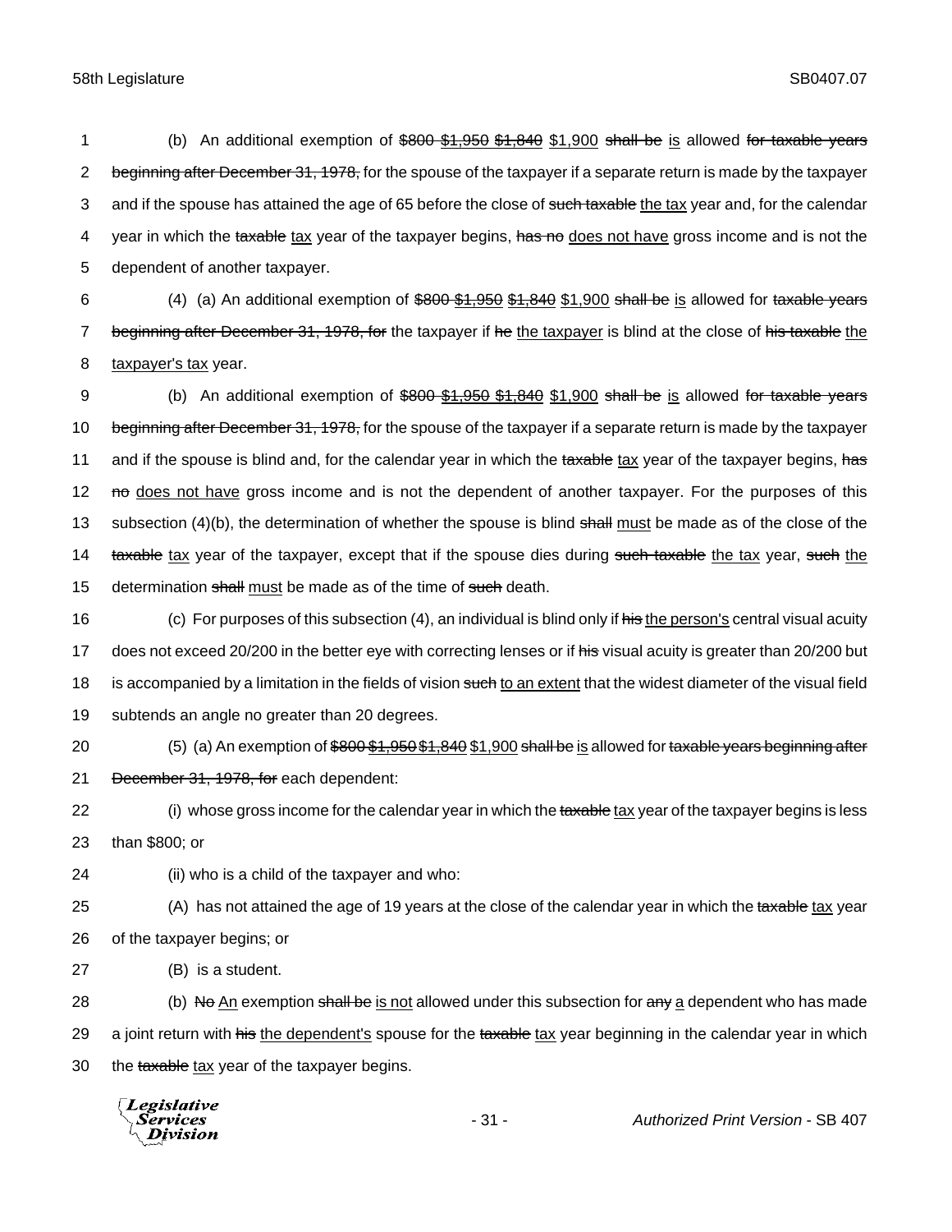(b) An additional exemption of ~~$800~~ ~~$1,950~~ ~~$1,840~~ $1,900 ~~shall be~~ is allowed ~~for taxable years beginning after December 31, 1978,~~ for the spouse of the taxpayer if a separate return is made by the taxpayer and if the spouse has attained the age of 65 before the close of ~~such taxable~~ the tax year and, for the calendar year in which the ~~taxable~~ tax year of the taxpayer begins, ~~has no~~ does not have gross income and is not the dependent of another taxpayer.

(4) (a) An additional exemption of ~~$800~~ ~~$1,950~~ ~~$1,840~~ $1,900 ~~shall be~~ is allowed for ~~taxable years beginning after December 31, 1978, for~~ the taxpayer if ~~he~~ the taxpayer is blind at the close of ~~his taxable~~ the taxpayer's tax year.

(b) An additional exemption of ~~$800~~ ~~$1,950~~ ~~$1,840~~ $1,900 ~~shall be~~ is allowed ~~for taxable years beginning after December 31, 1978,~~ for the spouse of the taxpayer if a separate return is made by the taxpayer and if the spouse is blind and, for the calendar year in which the ~~taxable~~ tax year of the taxpayer begins, ~~has no~~ does not have gross income and is not the dependent of another taxpayer. For the purposes of this subsection (4)(b), the determination of whether the spouse is blind ~~shall~~ must be made as of the close of the ~~taxable~~ tax year of the taxpayer, except that if the spouse dies during ~~such taxable~~ the tax year, ~~such~~ the determination ~~shall~~ must be made as of the time of ~~such~~ death.

(c) For purposes of this subsection (4), an individual is blind only if ~~his~~ the person's central visual acuity does not exceed 20/200 in the better eye with correcting lenses or if ~~his~~ visual acuity is greater than 20/200 but is accompanied by a limitation in the fields of vision ~~such~~ to an extent that the widest diameter of the visual field subtends an angle no greater than 20 degrees.

(5) (a) An exemption of ~~$800~~ ~~$1,950~~ ~~$1,840~~ $1,900 ~~shall be~~ is allowed for ~~taxable years beginning after December 31, 1978, for~~ each dependent:

(i) whose gross income for the calendar year in which the ~~taxable~~ tax year of the taxpayer begins is less than $800; or

(ii) who is a child of the taxpayer and who:

(A) has not attained the age of 19 years at the close of the calendar year in which the ~~taxable~~ tax year of the taxpayer begins; or

(B) is a student.

(b) ~~No~~ An exemption ~~shall be~~ is not allowed under this subsection for ~~any~~ a dependent who has made a joint return with ~~his~~ the dependent's spouse for the ~~taxable~~ tax year beginning in the calendar year in which the ~~taxable~~ tax year of the taxpayer begins.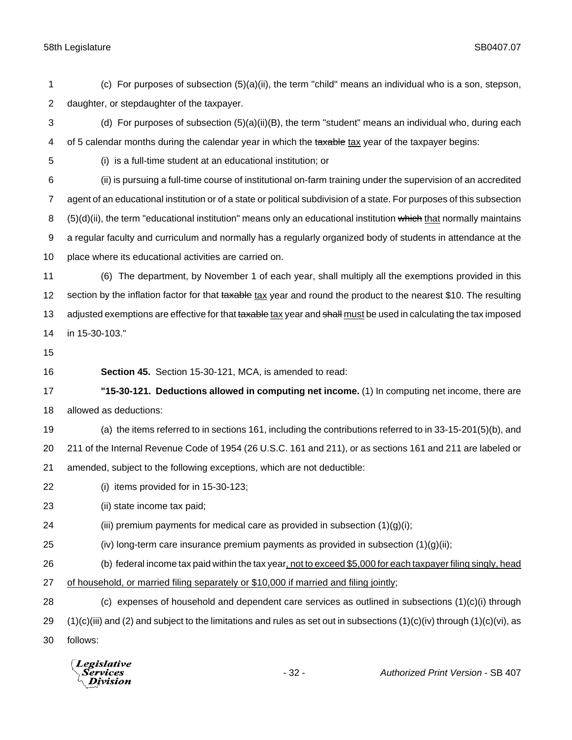(c) For purposes of subsection (5)(a)(ii), the term "child" means an individual who is a son, stepson, daughter, or stepdaughter of the taxpayer.

(d) For purposes of subsection (5)(a)(ii)(B), the term "student" means an individual who, during each of 5 calendar months during the calendar year in which the ~~taxable~~ tax year of the taxpayer begins:

(i) is a full-time student at an educational institution; or

(ii) is pursuing a full-time course of institutional on-farm training under the supervision of an accredited agent of an educational institution or of a state or political subdivision of a state. For purposes of this subsection (5)(d)(ii), the term "educational institution" means only an educational institution ~~which~~ that normally maintains a regular faculty and curriculum and normally has a regularly organized body of students in attendance at the place where its educational activities are carried on.

(6) The department, by November 1 of each year, shall multiply all the exemptions provided in this section by the inflation factor for that ~~taxable~~ tax year and round the product to the nearest $10. The resulting adjusted exemptions are effective for that ~~taxable~~ tax year and ~~shall~~ must be used in calculating the tax imposed in 15-30-103."

**Section 45.** Section 15-30-121, MCA, is amended to read:

**"15-30-121. Deductions allowed in computing net income.** (1) In computing net income, there are allowed as deductions:

(a) the items referred to in sections 161, including the contributions referred to in 33-15-201(5)(b), and 211 of the Internal Revenue Code of 1954 (26 U.S.C. 161 and 211), or as sections 161 and 211 are labeled or amended, subject to the following exceptions, which are not deductible:

(i) items provided for in 15-30-123;

(ii) state income tax paid;

(iii) premium payments for medical care as provided in subsection (1)(g)(i);

(iv) long-term care insurance premium payments as provided in subsection (1)(g)(ii);

(b) federal income tax paid within the tax year, not to exceed $5,000 for each taxpayer filing singly, head of household, or married filing separately or $10,000 if married and filing jointly;

(c) expenses of household and dependent care services as outlined in subsections (1)(c)(i) through (1)(c)(iii) and (2) and subject to the limitations and rules as set out in subsections (1)(c)(iv) through (1)(c)(vi), as follows: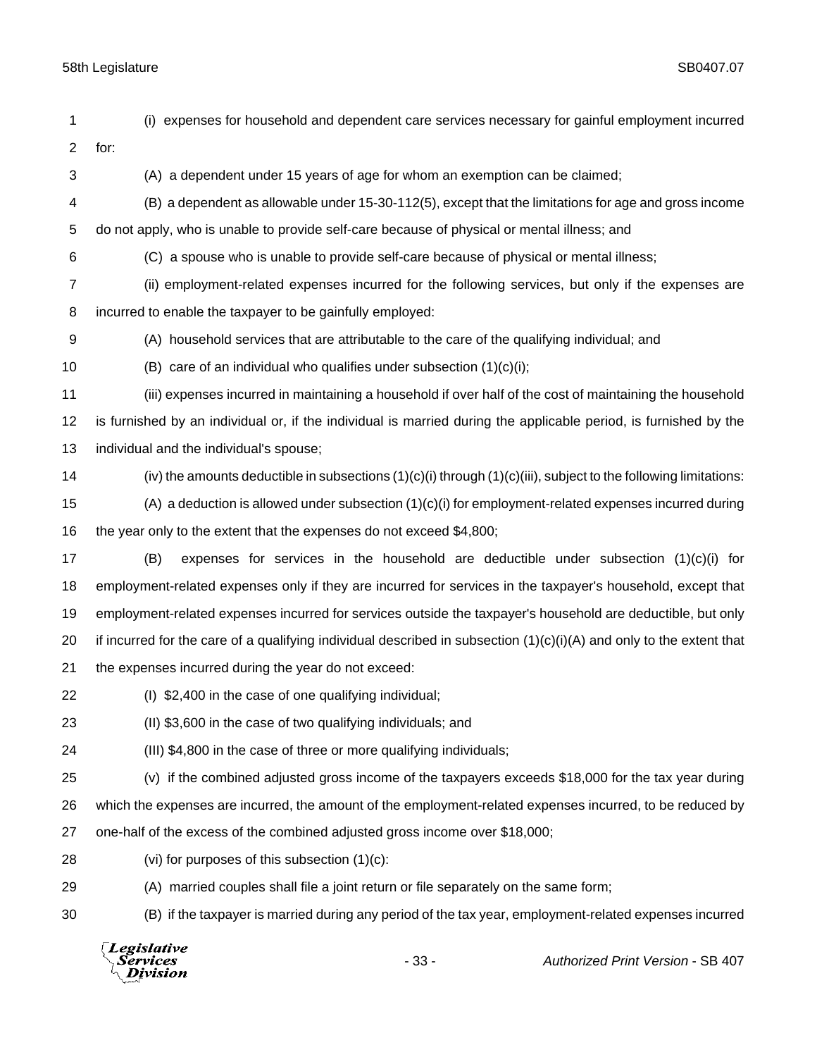(i) expenses for household and dependent care services necessary for gainful employment incurred for:

(A) a dependent under 15 years of age for whom an exemption can be claimed;

(B) a dependent as allowable under 15-30-112(5), except that the limitations for age and gross income do not apply, who is unable to provide self-care because of physical or mental illness; and

(C) a spouse who is unable to provide self-care because of physical or mental illness;

(ii) employment-related expenses incurred for the following services, but only if the expenses are incurred to enable the taxpayer to be gainfully employed:

(A) household services that are attributable to the care of the qualifying individual; and

(B) care of an individual who qualifies under subsection (1)(c)(i);

(iii) expenses incurred in maintaining a household if over half of the cost of maintaining the household is furnished by an individual or, if the individual is married during the applicable period, is furnished by the individual and the individual's spouse;

(iv) the amounts deductible in subsections (1)(c)(i) through (1)(c)(iii), subject to the following limitations:

(A) a deduction is allowed under subsection (1)(c)(i) for employment-related expenses incurred during the year only to the extent that the expenses do not exceed $4,800;

(B) expenses for services in the household are deductible under subsection (1)(c)(i) for employment-related expenses only if they are incurred for services in the taxpayer's household, except that employment-related expenses incurred for services outside the taxpayer's household are deductible, but only if incurred for the care of a qualifying individual described in subsection (1)(c)(i)(A) and only to the extent that the expenses incurred during the year do not exceed:

(I) $2,400 in the case of one qualifying individual;

(II) $3,600 in the case of two qualifying individuals; and

(III) $4,800 in the case of three or more qualifying individuals;

(v) if the combined adjusted gross income of the taxpayers exceeds $18,000 for the tax year during which the expenses are incurred, the amount of the employment-related expenses incurred, to be reduced by one-half of the excess of the combined adjusted gross income over $18,000;

(vi) for purposes of this subsection (1)(c):

(A) married couples shall file a joint return or file separately on the same form;

(B) if the taxpayer is married during any period of the tax year, employment-related expenses incurred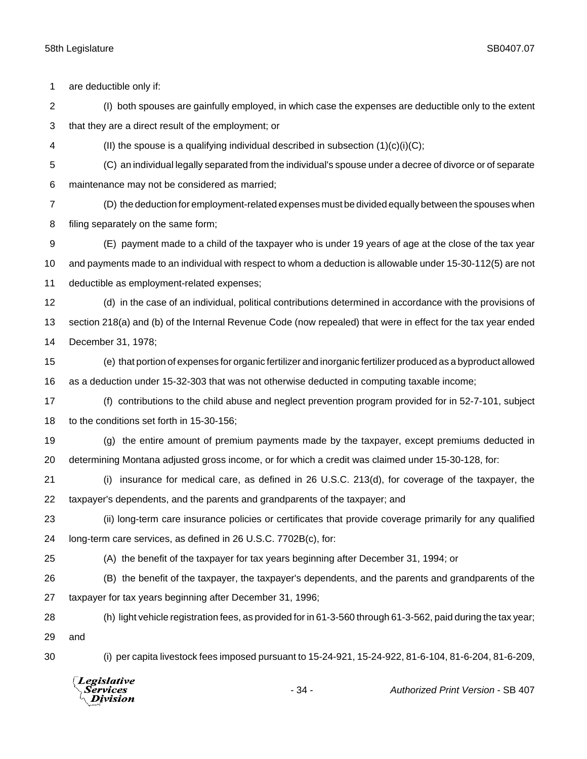are deductible only if:

(I) both spouses are gainfully employed, in which case the expenses are deductible only to the extent that they are a direct result of the employment; or

(II) the spouse is a qualifying individual described in subsection (1)(c)(i)(C);

(C) an individual legally separated from the individual's spouse under a decree of divorce or of separate maintenance may not be considered as married;

(D) the deduction for employment-related expenses must be divided equally between the spouses when filing separately on the same form;

(E) payment made to a child of the taxpayer who is under 19 years of age at the close of the tax year and payments made to an individual with respect to whom a deduction is allowable under 15-30-112(5) are not deductible as employment-related expenses;

(d) in the case of an individual, political contributions determined in accordance with the provisions of section 218(a) and (b) of the Internal Revenue Code (now repealed) that were in effect for the tax year ended December 31, 1978;

(e) that portion of expenses for organic fertilizer and inorganic fertilizer produced as a byproduct allowed as a deduction under 15-32-303 that was not otherwise deducted in computing taxable income;

(f) contributions to the child abuse and neglect prevention program provided for in 52-7-101, subject to the conditions set forth in 15-30-156;

(g) the entire amount of premium payments made by the taxpayer, except premiums deducted in determining Montana adjusted gross income, or for which a credit was claimed under 15-30-128, for:

(i) insurance for medical care, as defined in 26 U.S.C. 213(d), for coverage of the taxpayer, the taxpayer's dependents, and the parents and grandparents of the taxpayer; and

(ii) long-term care insurance policies or certificates that provide coverage primarily for any qualified long-term care services, as defined in 26 U.S.C. 7702B(c), for:

(A) the benefit of the taxpayer for tax years beginning after December 31, 1994; or

(B) the benefit of the taxpayer, the taxpayer's dependents, and the parents and grandparents of the taxpayer for tax years beginning after December 31, 1996;

(h) light vehicle registration fees, as provided for in 61-3-560 through 61-3-562, paid during the tax year; and

(i) per capita livestock fees imposed pursuant to 15-24-921, 15-24-922, 81-6-104, 81-6-204, 81-6-209,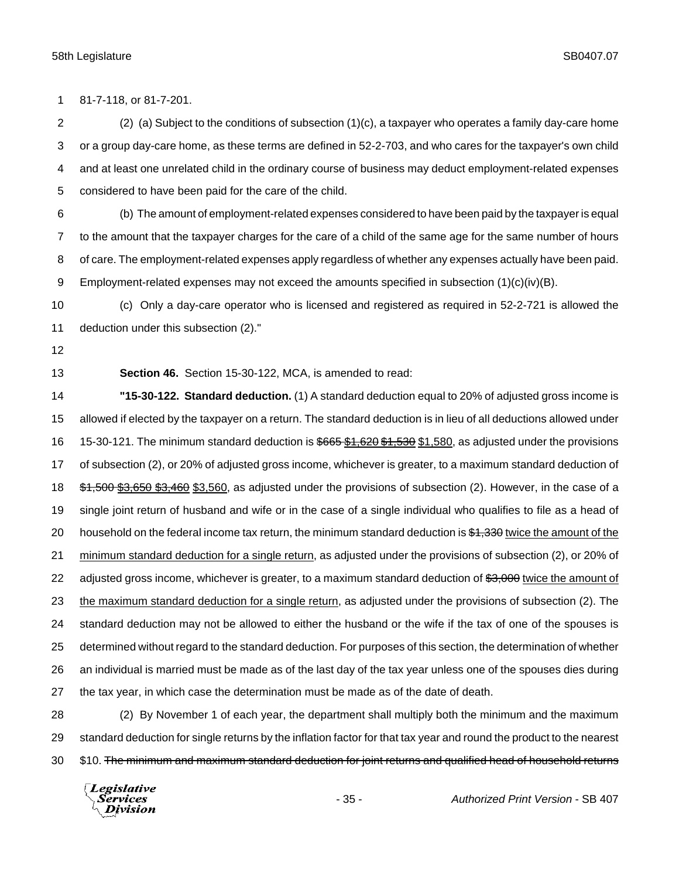81-7-118, or 81-7-201.

(2) (a) Subject to the conditions of subsection (1)(c), a taxpayer who operates a family day-care home or a group day-care home, as these terms are defined in 52-2-703, and who cares for the taxpayer's own child and at least one unrelated child in the ordinary course of business may deduct employment-related expenses considered to have been paid for the care of the child.

(b) The amount of employment-related expenses considered to have been paid by the taxpayer is equal to the amount that the taxpayer charges for the care of a child of the same age for the same number of hours of care. The employment-related expenses apply regardless of whether any expenses actually have been paid. Employment-related expenses may not exceed the amounts specified in subsection (1)(c)(iv)(B).

(c) Only a day-care operator who is licensed and registered as required in 52-2-721 is allowed the deduction under this subsection (2)."

**Section 46.** Section 15-30-122, MCA, is amended to read:

**"15-30-122. Standard deduction.** (1) A standard deduction equal to 20% of adjusted gross income is allowed if elected by the taxpayer on a return. The standard deduction is in lieu of all deductions allowed under 15-30-121. The minimum standard deduction is ~~$665~~ ~~$1,620~~ ~~$1,530~~ $1,580, as adjusted under the provisions of subsection (2), or 20% of adjusted gross income, whichever is greater, to a maximum standard deduction of ~~$1,500~~ ~~$3,650~~ ~~$3,460~~ $3,560, as adjusted under the provisions of subsection (2). However, in the case of a single joint return of husband and wife or in the case of a single individual who qualifies to file as a head of household on the federal income tax return, the minimum standard deduction is ~~$1,330~~ twice the amount of the minimum standard deduction for a single return, as adjusted under the provisions of subsection (2), or 20% of adjusted gross income, whichever is greater, to a maximum standard deduction of ~~$3,000~~ twice the amount of the maximum standard deduction for a single return, as adjusted under the provisions of subsection (2). The standard deduction may not be allowed to either the husband or the wife if the tax of one of the spouses is determined without regard to the standard deduction. For purposes of this section, the determination of whether an individual is married must be made as of the last day of the tax year unless one of the spouses dies during the tax year, in which case the determination must be made as of the date of death.

(2) By November 1 of each year, the department shall multiply both the minimum and the maximum standard deduction for single returns by the inflation factor for that tax year and round the product to the nearest $10. ~~The minimum and maximum standard deduction for joint returns and qualified head of household returns~~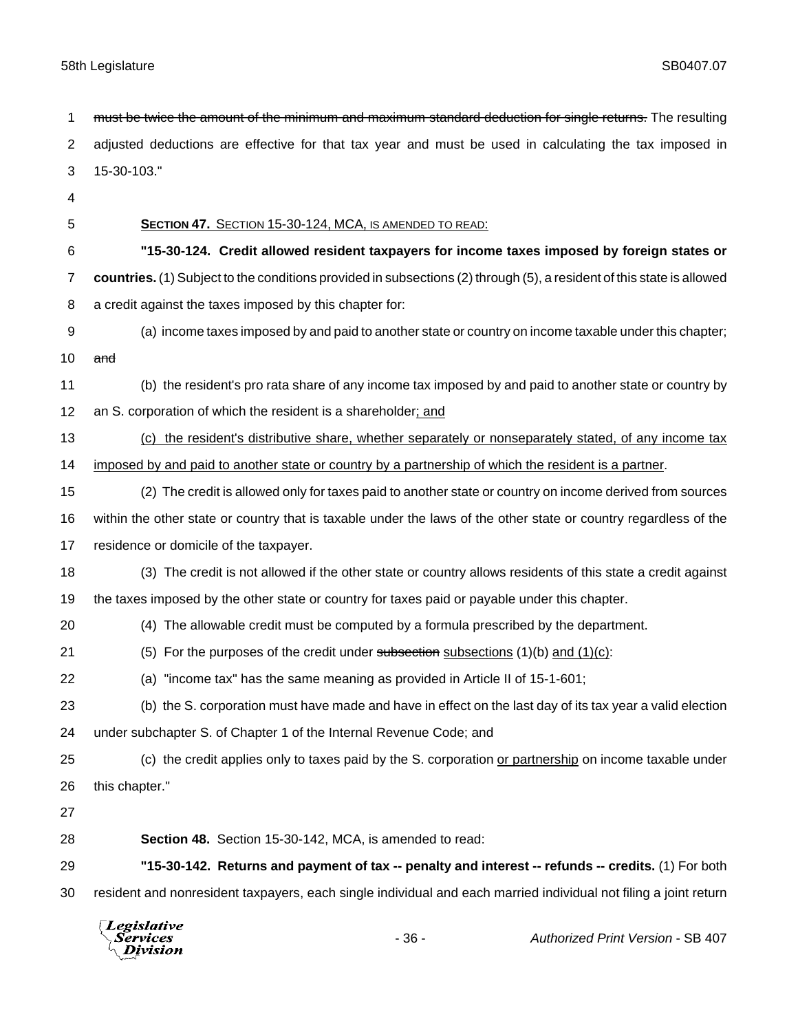~~must be twice the amount of the minimum and maximum standard deduction for single returns.~~ The resulting adjusted deductions are effective for that tax year and must be used in calculating the tax imposed in 15-30-103."

**SECTION 47.** <u>SECTION 15-30-124, MCA, IS AMENDED TO READ:</u>

**"15-30-124. Credit allowed resident taxpayers for income taxes imposed by foreign states or countries.** (1) Subject to the conditions provided in subsections (2) through (5), a resident of this state is allowed a credit against the taxes imposed by this chapter for:

(a) income taxes imposed by and paid to another state or country on income taxable under this chapter; ~~and~~

(b) the resident's pro rata share of any income tax imposed by and paid to another state or country by an S. corporation of which the resident is a shareholder<u>; and</u>

<u>(c) the resident's distributive share, whether separately or nonseparately stated, of any income tax imposed by and paid to another state or country by a partnership of which the resident is a partner</u>.

(2) The credit is allowed only for taxes paid to another state or country on income derived from sources within the other state or country that is taxable under the laws of the other state or country regardless of the residence or domicile of the taxpayer.

(3) The credit is not allowed if the other state or country allows residents of this state a credit against the taxes imposed by the other state or country for taxes paid or payable under this chapter.

(4) The allowable credit must be computed by a formula prescribed by the department.

(5) For the purposes of the credit under ~~subsection~~ <u>subsections</u> (1)(b) <u>and (1)(c)</u>:

(a) "income tax" has the same meaning as provided in Article II of 15-1-601;

(b) the S. corporation must have made and have in effect on the last day of its tax year a valid election under subchapter S. of Chapter 1 of the Internal Revenue Code; and

(c) the credit applies only to taxes paid by the S. corporation <u>or partnership</u> on income taxable under this chapter."

**Section 48.** Section 15-30-142, MCA, is amended to read:

**"15-30-142. Returns and payment of tax -- penalty and interest -- refunds -- credits.** (1) For both resident and nonresident taxpayers, each single individual and each married individual not filing a joint return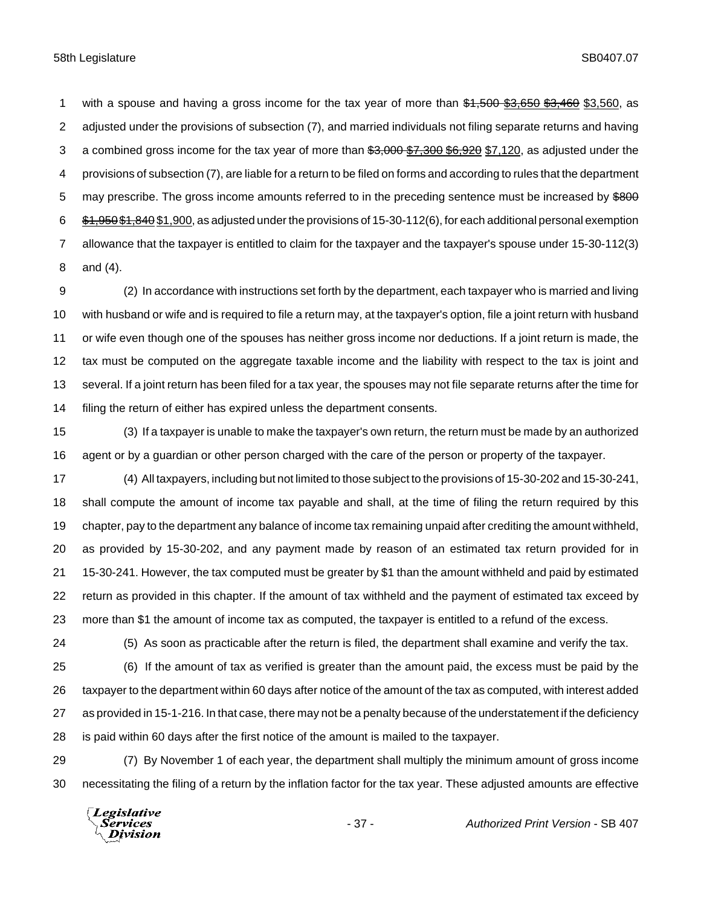with a spouse and having a gross income for the tax year of more than ~~$1,500~~ ~~$3,650~~ ~~$3,460~~ $3,560, as adjusted under the provisions of subsection (7), and married individuals not filing separate returns and having a combined gross income for the tax year of more than ~~$3,000~~ ~~$7,300~~ ~~$6,920~~ $7,120, as adjusted under the provisions of subsection (7), are liable for a return to be filed on forms and according to rules that the department may prescribe. The gross income amounts referred to in the preceding sentence must be increased by ~~$800~~ ~~$1,950~~ ~~$1,840~~ $1,900, as adjusted under the provisions of 15-30-112(6), for each additional personal exemption allowance that the taxpayer is entitled to claim for the taxpayer and the taxpayer's spouse under 15-30-112(3) and (4).

(2) In accordance with instructions set forth by the department, each taxpayer who is married and living with husband or wife and is required to file a return may, at the taxpayer's option, file a joint return with husband or wife even though one of the spouses has neither gross income nor deductions. If a joint return is made, the tax must be computed on the aggregate taxable income and the liability with respect to the tax is joint and several. If a joint return has been filed for a tax year, the spouses may not file separate returns after the time for filing the return of either has expired unless the department consents.

(3) If a taxpayer is unable to make the taxpayer's own return, the return must be made by an authorized agent or by a guardian or other person charged with the care of the person or property of the taxpayer.

(4) All taxpayers, including but not limited to those subject to the provisions of 15-30-202 and 15-30-241, shall compute the amount of income tax payable and shall, at the time of filing the return required by this chapter, pay to the department any balance of income tax remaining unpaid after crediting the amount withheld, as provided by 15-30-202, and any payment made by reason of an estimated tax return provided for in 15-30-241. However, the tax computed must be greater by $1 than the amount withheld and paid by estimated return as provided in this chapter. If the amount of tax withheld and the payment of estimated tax exceed by more than $1 the amount of income tax as computed, the taxpayer is entitled to a refund of the excess.

(5) As soon as practicable after the return is filed, the department shall examine and verify the tax.

(6) If the amount of tax as verified is greater than the amount paid, the excess must be paid by the taxpayer to the department within 60 days after notice of the amount of the tax as computed, with interest added as provided in 15-1-216. In that case, there may not be a penalty because of the understatement if the deficiency is paid within 60 days after the first notice of the amount is mailed to the taxpayer.

(7) By November 1 of each year, the department shall multiply the minimum amount of gross income necessitating the filing of a return by the inflation factor for the tax year. These adjusted amounts are effective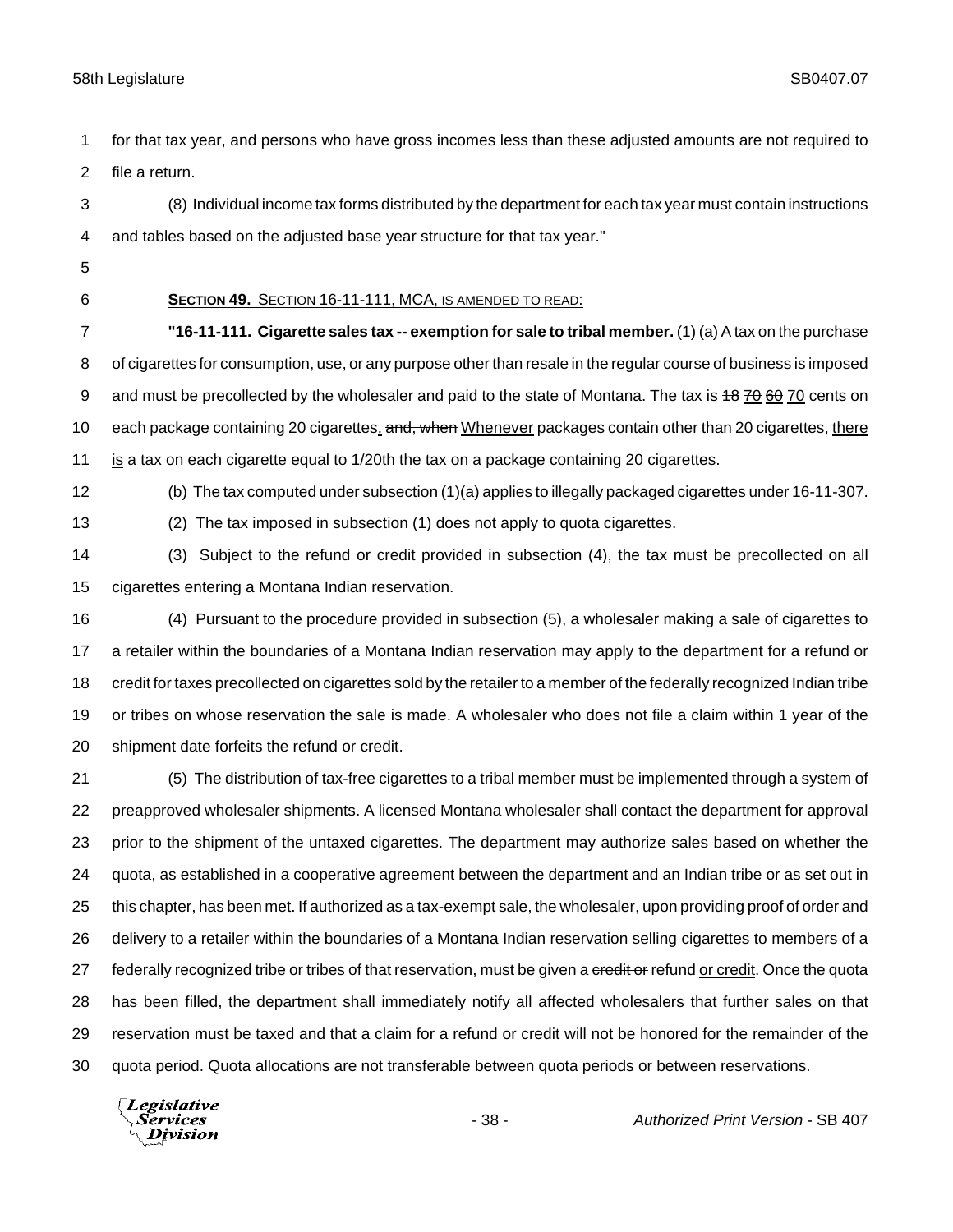for that tax year, and persons who have gross incomes less than these adjusted amounts are not required to file a return.

(8) Individual income tax forms distributed by the department for each tax year must contain instructions and tables based on the adjusted base year structure for that tax year."

**SECTION 49.** SECTION 16-11-111, MCA, IS AMENDED TO READ:

**"16-11-111. Cigarette sales tax -- exemption for sale to tribal member.** (1) (a) A tax on the purchase of cigarettes for consumption, use, or any purpose other than resale in the regular course of business is imposed and must be precollected by the wholesaler and paid to the state of Montana. The tax is ~~18~~ ~~70~~ ~~60~~ 70 cents on each package containing 20 cigarettes. ~~and, when~~ Whenever packages contain other than 20 cigarettes, there is a tax on each cigarette equal to 1/20th the tax on a package containing 20 cigarettes.

(b) The tax computed under subsection (1)(a) applies to illegally packaged cigarettes under 16-11-307.

(2) The tax imposed in subsection (1) does not apply to quota cigarettes.

(3) Subject to the refund or credit provided in subsection (4), the tax must be precollected on all cigarettes entering a Montana Indian reservation.

(4) Pursuant to the procedure provided in subsection (5), a wholesaler making a sale of cigarettes to a retailer within the boundaries of a Montana Indian reservation may apply to the department for a refund or credit for taxes precollected on cigarettes sold by the retailer to a member of the federally recognized Indian tribe or tribes on whose reservation the sale is made. A wholesaler who does not file a claim within 1 year of the shipment date forfeits the refund or credit.

(5) The distribution of tax-free cigarettes to a tribal member must be implemented through a system of preapproved wholesaler shipments. A licensed Montana wholesaler shall contact the department for approval prior to the shipment of the untaxed cigarettes. The department may authorize sales based on whether the quota, as established in a cooperative agreement between the department and an Indian tribe or as set out in this chapter, has been met. If authorized as a tax-exempt sale, the wholesaler, upon providing proof of order and delivery to a retailer within the boundaries of a Montana Indian reservation selling cigarettes to members of a federally recognized tribe or tribes of that reservation, must be given a ~~credit or~~ refund or credit. Once the quota has been filled, the department shall immediately notify all affected wholesalers that further sales on that reservation must be taxed and that a claim for a refund or credit will not be honored for the remainder of the quota period. Quota allocations are not transferable between quota periods or between reservations.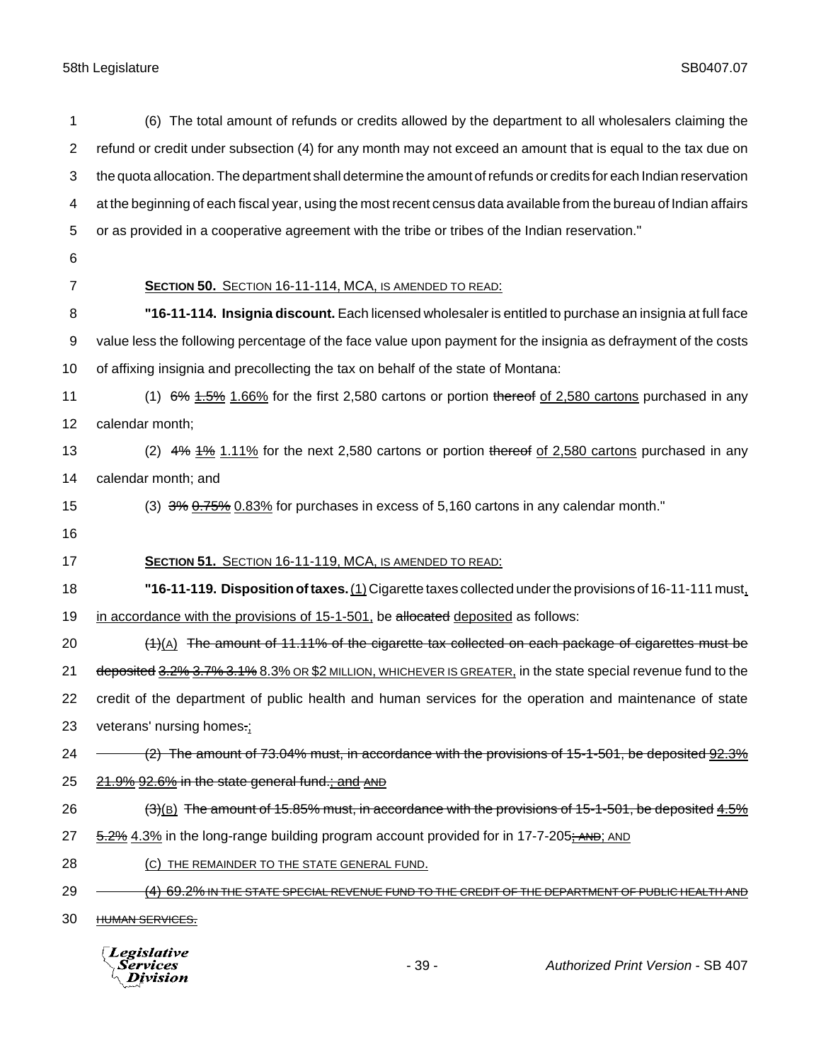(6) The total amount of refunds or credits allowed by the department to all wholesalers claiming the refund or credit under subsection (4) for any month may not exceed an amount that is equal to the tax due on the quota allocation. The department shall determine the amount of refunds or credits for each Indian reservation at the beginning of each fiscal year, using the most recent census data available from the bureau of Indian affairs or as provided in a cooperative agreement with the tribe or tribes of the Indian reservation."

**SECTION 50.** SECTION 16-11-114, MCA, IS AMENDED TO READ:

**"16-11-114. Insignia discount.** Each licensed wholesaler is entitled to purchase an insignia at full face value less the following percentage of the face value upon payment for the insignia as defrayment of the costs of affixing insignia and precollecting the tax on behalf of the state of Montana:

(1) ~~6%~~ ~~1.5%~~ 1.66% for the first 2,580 cartons or portion ~~thereof~~ of 2,580 cartons purchased in any calendar month;

(2) ~~4%~~ ~~1%~~ 1.11% for the next 2,580 cartons or portion ~~thereof~~ of 2,580 cartons purchased in any calendar month; and

(3) ~~3%~~ ~~0.75%~~ 0.83% for purchases in excess of 5,160 cartons in any calendar month."

**SECTION 51.** SECTION 16-11-119, MCA, IS AMENDED TO READ:

**"16-11-119. Disposition of taxes.** (1) Cigarette taxes collected under the provisions of 16-11-111 must, in accordance with the provisions of 15-1-501, be ~~allocated~~ deposited as follows:

~~(1)~~(A) ~~The amount of 11.11% of the cigarette tax collected on each package of cigarettes must be deposited~~ ~~3.2%~~ ~~3.7%~~ ~~3.1%~~ 8.3% OR $2 MILLION, WHICHEVER IS GREATER, in the state special revenue fund to the credit of the department of public health and human services for the operation and maintenance of state veterans' nursing homes~~.~~;

~~(2) The amount of 73.04% must, in accordance with the provisions of 15-1-501, be deposited~~ ~~92.3%~~ ~~21.9%~~ ~~92.6%~~ ~~in the state general fund.; and~~ ~~AND~~

~~(3)~~(B) ~~The amount of 15.85% must, in accordance with the provisions of 15-1-501, be deposited~~ ~~4.5%~~ ~~5.2%~~ 4.3% in the long-range building program account provided for in 17-7-205~~; AND~~; AND

(C) THE REMAINDER TO THE STATE GENERAL FUND.

~~(4) 69.2% IN THE STATE SPECIAL REVENUE FUND TO THE CREDIT OF THE DEPARTMENT OF PUBLIC HEALTH AND HUMAN SERVICES.~~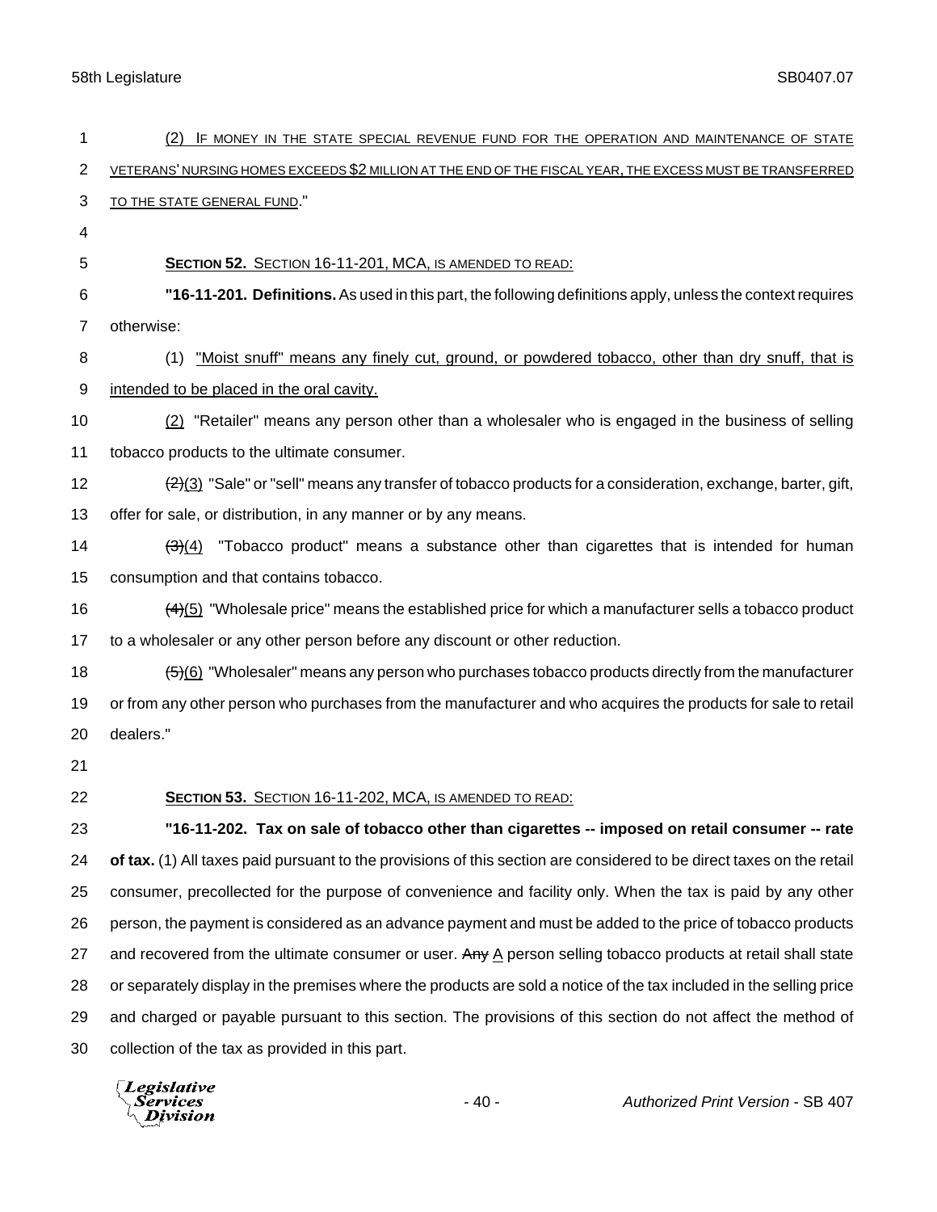(2) IF MONEY IN THE STATE SPECIAL REVENUE FUND FOR THE OPERATION AND MAINTENANCE OF STATE VETERANS' NURSING HOMES EXCEEDS $2 MILLION AT THE END OF THE FISCAL YEAR, THE EXCESS MUST BE TRANSFERRED TO THE STATE GENERAL FUND."

**SECTION 52.** SECTION 16-11-201, MCA, IS AMENDED TO READ:

**"16-11-201. Definitions.** As used in this part, the following definitions apply, unless the context requires otherwise:

(1) "Moist snuff" means any finely cut, ground, or powdered tobacco, other than dry snuff, that is intended to be placed in the oral cavity.

(2) "Retailer" means any person other than a wholesaler who is engaged in the business of selling tobacco products to the ultimate consumer.

~~(2)~~(3) "Sale" or "sell" means any transfer of tobacco products for a consideration, exchange, barter, gift, offer for sale, or distribution, in any manner or by any means.

~~(3)~~(4) "Tobacco product" means a substance other than cigarettes that is intended for human consumption and that contains tobacco.

~~(4)~~(5) "Wholesale price" means the established price for which a manufacturer sells a tobacco product to a wholesaler or any other person before any discount or other reduction.

~~(5)~~(6) "Wholesaler" means any person who purchases tobacco products directly from the manufacturer or from any other person who purchases from the manufacturer and who acquires the products for sale to retail dealers."

**SECTION 53.** SECTION 16-11-202, MCA, IS AMENDED TO READ:

**"16-11-202. Tax on sale of tobacco other than cigarettes -- imposed on retail consumer -- rate of tax.** (1) All taxes paid pursuant to the provisions of this section are considered to be direct taxes on the retail consumer, precollected for the purpose of convenience and facility only. When the tax is paid by any other person, the payment is considered as an advance payment and must be added to the price of tobacco products and recovered from the ultimate consumer or user. ~~Any~~ A person selling tobacco products at retail shall state or separately display in the premises where the products are sold a notice of the tax included in the selling price and charged or payable pursuant to this section. The provisions of this section do not affect the method of collection of the tax as provided in this part.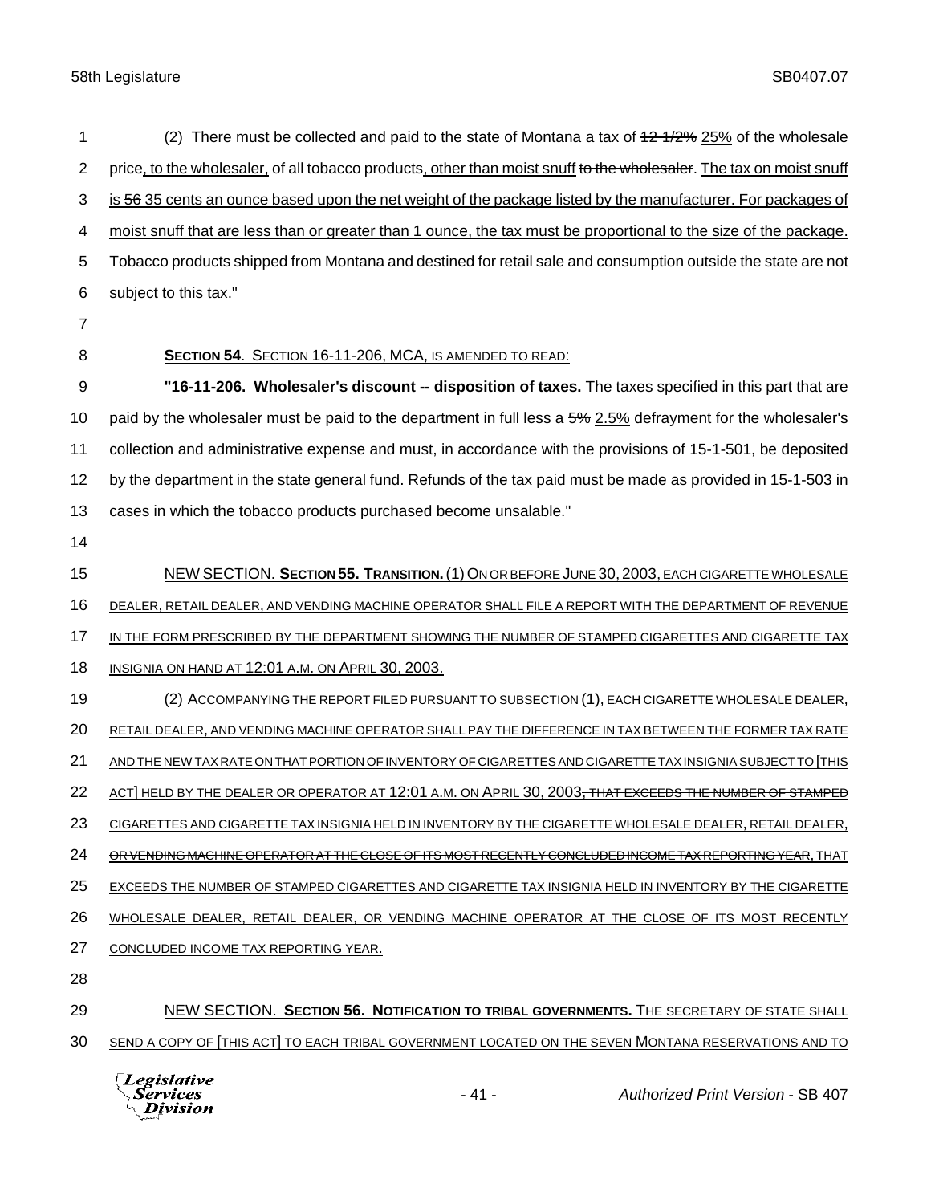(2) There must be collected and paid to the state of Montana a tax of ~~12 1/2%~~ 25% of the wholesale price, to the wholesaler, of all tobacco products, other than moist snuff ~~to the wholesaler~~. The tax on moist snuff is ~~56~~ 35 cents an ounce based upon the net weight of the package listed by the manufacturer. For packages of moist snuff that are less than or greater than 1 ounce, the tax must be proportional to the size of the package. Tobacco products shipped from Montana and destined for retail sale and consumption outside the state are not subject to this tax."

**SECTION 54**. SECTION 16-11-206, MCA, IS AMENDED TO READ:

**"16-11-206. Wholesaler's discount -- disposition of taxes.** The taxes specified in this part that are paid by the wholesaler must be paid to the department in full less a ~~5%~~ 2.5% defrayment for the wholesaler's collection and administrative expense and must, in accordance with the provisions of 15-1-501, be deposited by the department in the state general fund. Refunds of the tax paid must be made as provided in 15-1-503 in cases in which the tobacco products purchased become unsalable."

NEW SECTION. **SECTION 55. TRANSITION.** (1) ON OR BEFORE JUNE 30, 2003, EACH CIGARETTE WHOLESALE DEALER, RETAIL DEALER, AND VENDING MACHINE OPERATOR SHALL FILE A REPORT WITH THE DEPARTMENT OF REVENUE IN THE FORM PRESCRIBED BY THE DEPARTMENT SHOWING THE NUMBER OF STAMPED CIGARETTES AND CIGARETTE TAX INSIGNIA ON HAND AT 12:01 A.M. ON APRIL 30, 2003.

(2) ACCOMPANYING THE REPORT FILED PURSUANT TO SUBSECTION (1), EACH CIGARETTE WHOLESALE DEALER, RETAIL DEALER, AND VENDING MACHINE OPERATOR SHALL PAY THE DIFFERENCE IN TAX BETWEEN THE FORMER TAX RATE AND THE NEW TAX RATE ON THAT PORTION OF INVENTORY OF CIGARETTES AND CIGARETTE TAX INSIGNIA SUBJECT TO [THIS ACT] HELD BY THE DEALER OR OPERATOR AT 12:01 A.M. ON APRIL 30, 2003~~, THAT EXCEEDS THE NUMBER OF STAMPED CIGARETTES AND CIGARETTE TAX INSIGNIA HELD IN INVENTORY BY THE CIGARETTE WHOLESALE DEALER, RETAIL DEALER, OR VENDING MACHINE OPERATOR AT THE CLOSE OF ITS MOST RECENTLY CONCLUDED INCOME TAX REPORTING YEAR~~, THAT EXCEEDS THE NUMBER OF STAMPED CIGARETTES AND CIGARETTE TAX INSIGNIA HELD IN INVENTORY BY THE CIGARETTE WHOLESALE DEALER, RETAIL DEALER, OR VENDING MACHINE OPERATOR AT THE CLOSE OF ITS MOST RECENTLY CONCLUDED INCOME TAX REPORTING YEAR.

NEW SECTION. **SECTION 56. NOTIFICATION TO TRIBAL GOVERNMENTS.** THE SECRETARY OF STATE SHALL SEND A COPY OF [THIS ACT] TO EACH TRIBAL GOVERNMENT LOCATED ON THE SEVEN MONTANA RESERVATIONS AND TO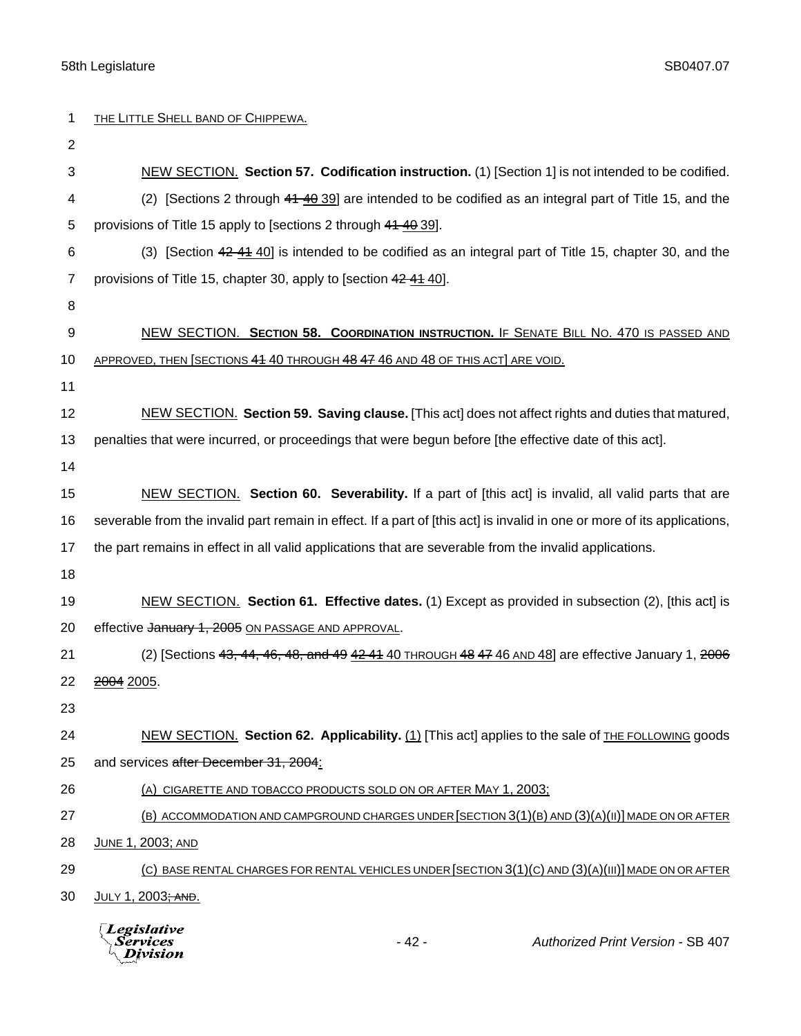THE LITTLE SHELL BAND OF CHIPPEWA.

NEW SECTION. **Section 57. Codification instruction.** (1) [Section 1] is not intended to be codified.

(2) [Sections 2 through ~~41~~ ~~40~~ 39] are intended to be codified as an integral part of Title 15, and the provisions of Title 15 apply to [sections 2 through ~~41~~ ~~40~~ 39].

(3) [Section ~~42~~ ~~41~~ 40] is intended to be codified as an integral part of Title 15, chapter 30, and the provisions of Title 15, chapter 30, apply to [section ~~42~~ ~~41~~ 40].

NEW SECTION. **SECTION 58. COORDINATION INSTRUCTION.** IF SENATE BILL NO. 470 IS PASSED AND APPROVED, THEN [SECTIONS ~~41~~ 40 THROUGH ~~48~~ ~~47~~ 46 AND 48 OF THIS ACT] ARE VOID.

NEW SECTION. **Section 59. Saving clause.** [This act] does not affect rights and duties that matured, penalties that were incurred, or proceedings that were begun before [the effective date of this act].

NEW SECTION. **Section 60. Severability.** If a part of [this act] is invalid, all valid parts that are severable from the invalid part remain in effect. If a part of [this act] is invalid in one or more of its applications, the part remains in effect in all valid applications that are severable from the invalid applications.

NEW SECTION. **Section 61. Effective dates.** (1) Except as provided in subsection (2), [this act] is effective ~~January 1, 2005~~ ON PASSAGE AND APPROVAL.

(2) [Sections ~~43, 44, 46, 48, and 49~~ ~~42~~ ~~41~~ 40 THROUGH ~~48~~ ~~47~~ 46 AND 48] are effective January 1, ~~2006~~ ~~2004~~ 2005.

NEW SECTION. **Section 62. Applicability.** (1) [This act] applies to the sale of THE FOLLOWING goods and services ~~after December 31, 2004~~:

(A) CIGARETTE AND TOBACCO PRODUCTS SOLD ON OR AFTER MAY 1, 2003;

(B) ACCOMMODATION AND CAMPGROUND CHARGES UNDER [SECTION 3(1)(B) AND (3)(A)(II)] MADE ON OR AFTER JUNE 1, 2003; AND

(C) BASE RENTAL CHARGES FOR RENTAL VEHICLES UNDER [SECTION 3(1)(C) AND (3)(A)(III)] MADE ON OR AFTER JULY 1, 2003~~; AND~~.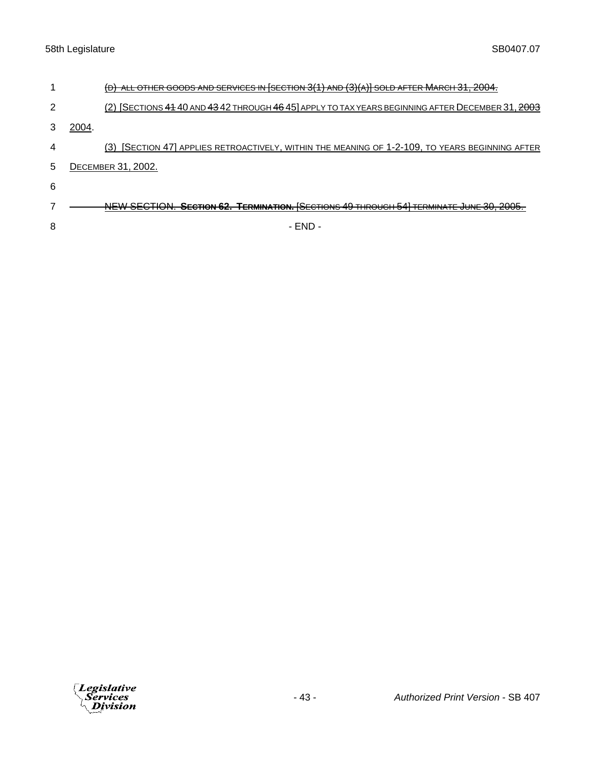1 ~~(D) ALL OTHER GOODS AND SERVICES IN [SECTION 3(1) AND (3)(A)] SOLD AFTER MARCH 31, 2004.~~

2 (2) [SECTIONS ~~41~~ 40 AND ~~43~~ 42 THROUGH ~~46~~ 45] APPLY TO TAX YEARS BEGINNING AFTER DECEMBER 31, ~~2003~~

3 2004.

4 (3) [SECTION 47] APPLIES RETROACTIVELY, WITHIN THE MEANING OF 1-2-109, TO YEARS BEGINNING AFTER

5 DECEMBER 31, 2002.

6

7 ~~NEW SECTION. **Section 62. Termination.** [Sections 49 through 54] terminate June 30, 2005.~~

8 - END -